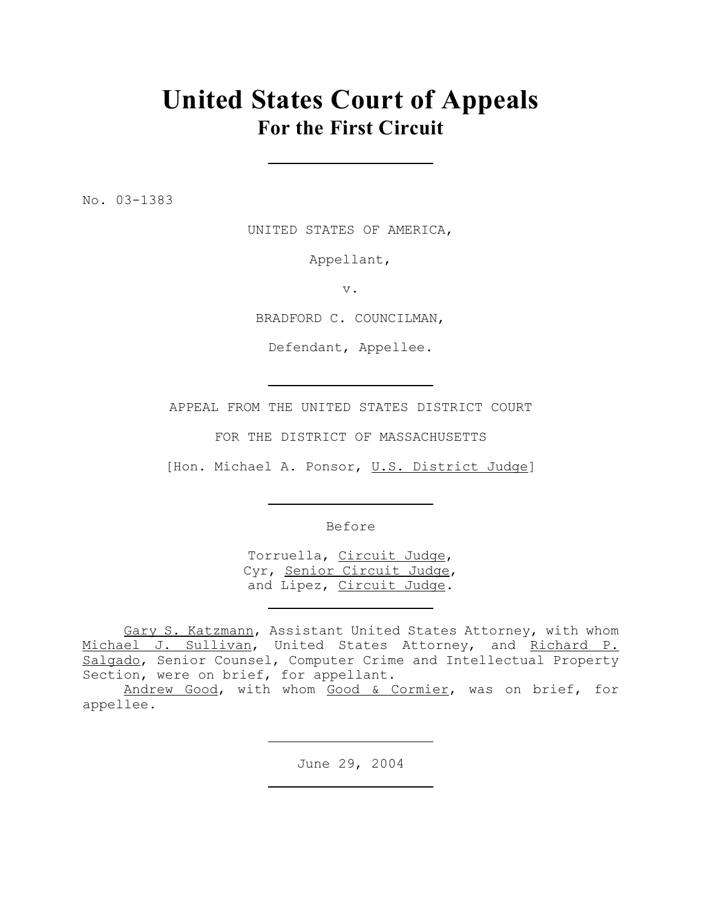# United States Court of Appeals
## For the First Circuit

No. 03-1383

UNITED STATES OF AMERICA,

Appellant,

v.

BRADFORD C. COUNCILMAN,

Defendant, Appellee.

APPEAL FROM THE UNITED STATES DISTRICT COURT

FOR THE DISTRICT OF MASSACHUSETTS

[Hon. Michael A. Ponsor, U.S. District Judge]

Before

Torruella, Circuit Judge,
Cyr, Senior Circuit Judge,
and Lipez, Circuit Judge.

Gary S. Katzmann, Assistant United States Attorney, with whom Michael J. Sullivan, United States Attorney, and Richard P. Salgado, Senior Counsel, Computer Crime and Intellectual Property Section, were on brief, for appellant.

Andrew Good, with whom Good & Cormier, was on brief, for appellee.

June 29, 2004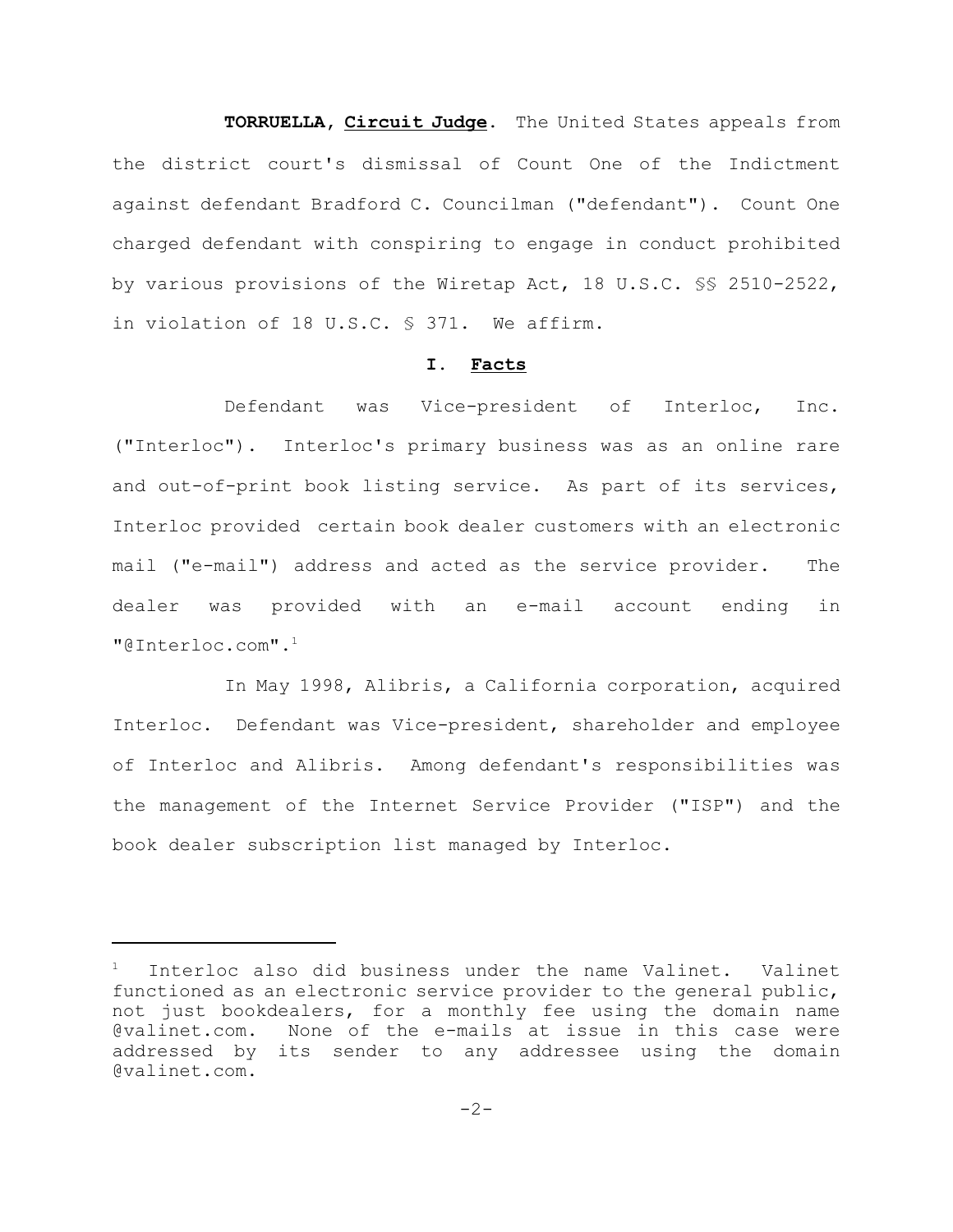**TORRUELLA, Circuit Judge.** The United States appeals from the district court's dismissal of Count One of the Indictment against defendant Bradford C. Councilman ("defendant"). Count One charged defendant with conspiring to engage in conduct prohibited by various provisions of the Wiretap Act, 18 U.S.C. §§ 2510-2522, in violation of 18 U.S.C. § 371. We affirm.

## I. Facts

Defendant was Vice-president of Interloc, Inc. ("Interloc"). Interloc's primary business was as an online rare and out-of-print book listing service. As part of its services, Interloc provided certain book dealer customers with an electronic mail ("e-mail") address and acted as the service provider. The dealer was provided with an e-mail account ending in "@Interloc.com".[1]

In May 1998, Alibris, a California corporation, acquired Interloc. Defendant was Vice-president, shareholder and employee of Interloc and Alibris. Among defendant's responsibilities was the management of the Internet Service Provider ("ISP") and the book dealer subscription list managed by Interloc.

---

[1] Interloc also did business under the name Valinet. Valinet functioned as an electronic service provider to the general public, not just bookdealers, for a monthly fee using the domain name @valinet.com. None of the e-mails at issue in this case were addressed by its sender to any addressee using the domain @valinet.com.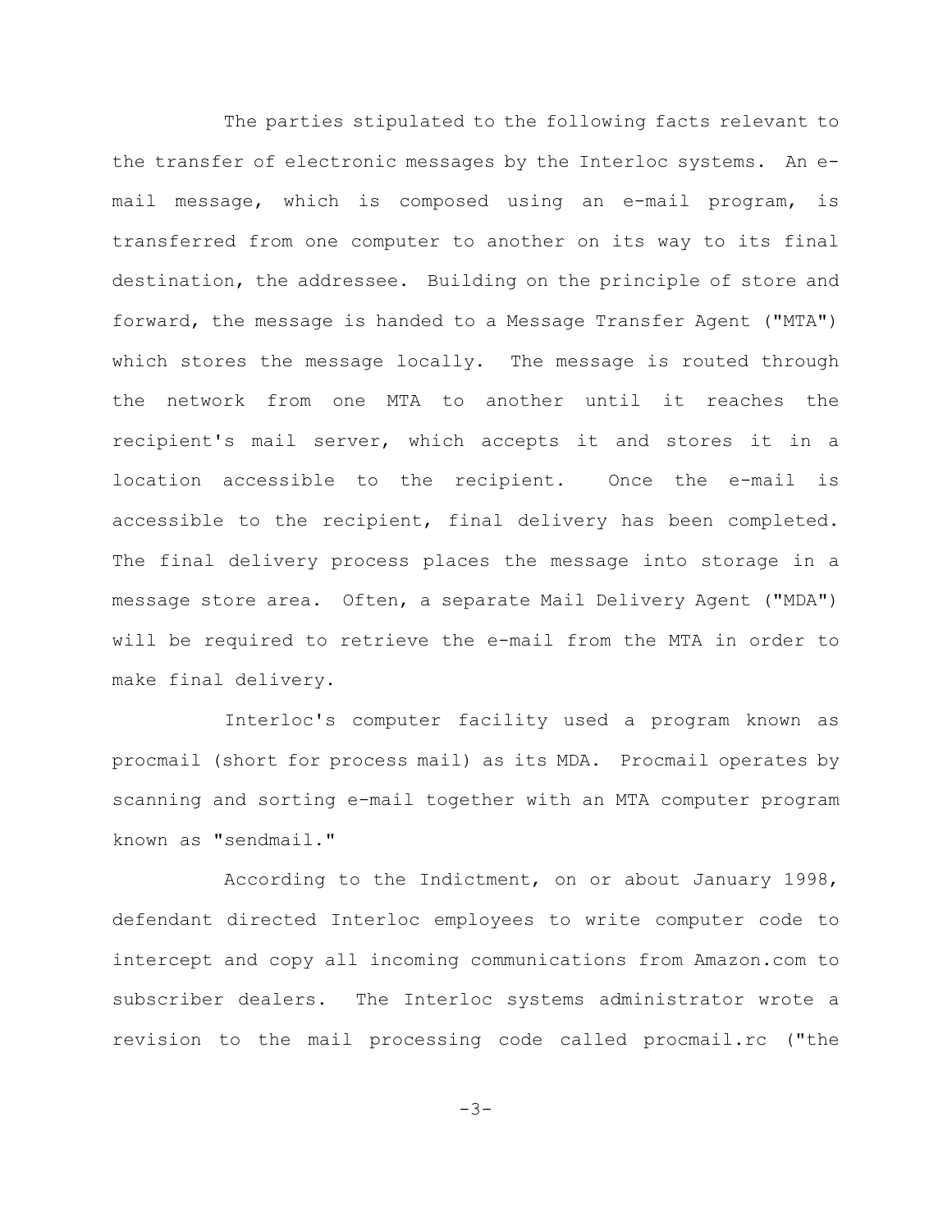The parties stipulated to the following facts relevant to the transfer of electronic messages by the Interloc systems. An e-mail message, which is composed using an e-mail program, is transferred from one computer to another on its way to its final destination, the addressee. Building on the principle of store and forward, the message is handed to a Message Transfer Agent ("MTA") which stores the message locally. The message is routed through the network from one MTA to another until it reaches the recipient's mail server, which accepts it and stores it in a location accessible to the recipient. Once the e-mail is accessible to the recipient, final delivery has been completed. The final delivery process places the message into storage in a message store area. Often, a separate Mail Delivery Agent ("MDA") will be required to retrieve the e-mail from the MTA in order to make final delivery.

Interloc's computer facility used a program known as procmail (short for process mail) as its MDA. Procmail operates by scanning and sorting e-mail together with an MTA computer program known as "sendmail."

According to the Indictment, on or about January 1998, defendant directed Interloc employees to write computer code to intercept and copy all incoming communications from Amazon.com to subscriber dealers. The Interloc systems administrator wrote a revision to the mail processing code called procmail.rc ("the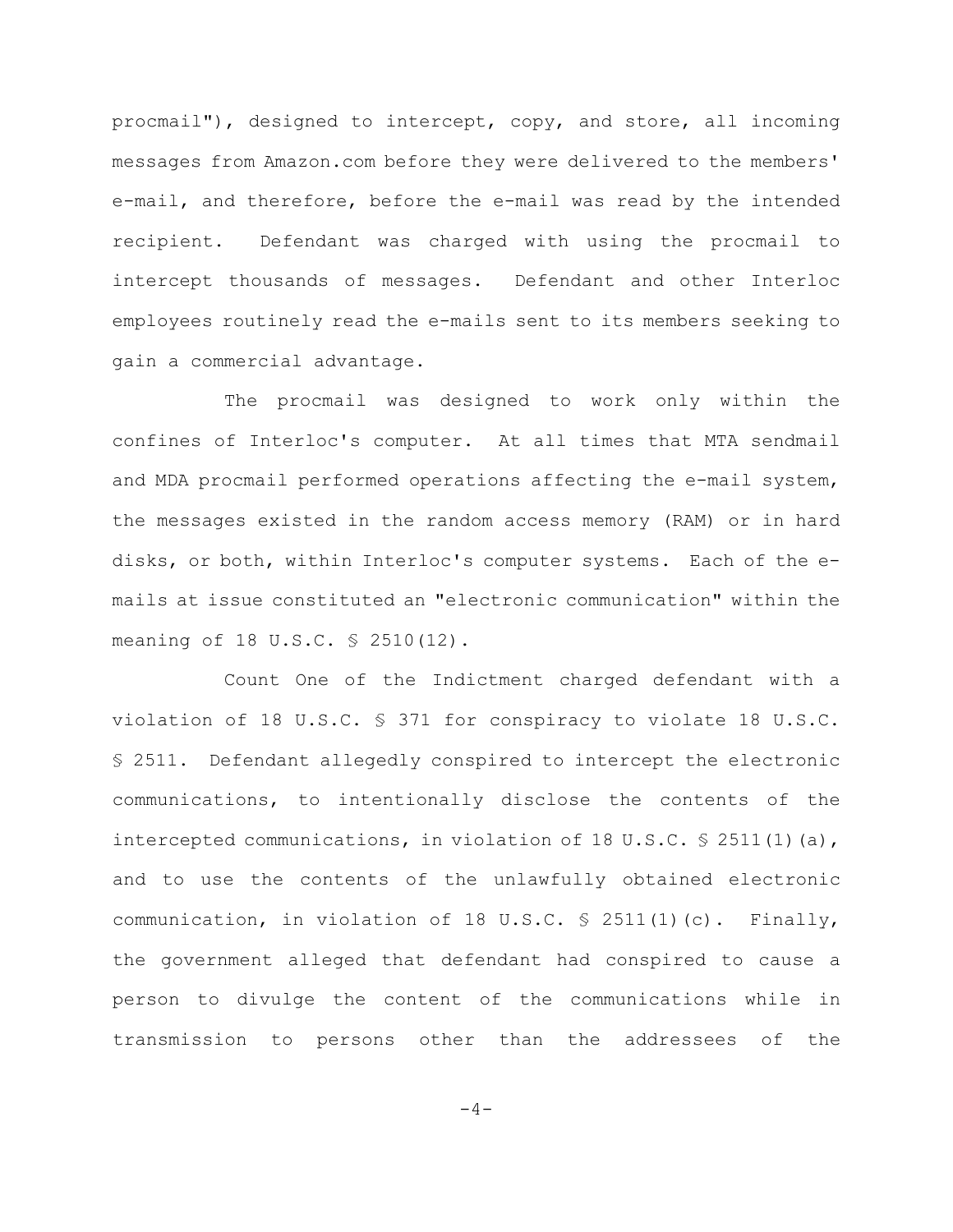procmail"), designed to intercept, copy, and store, all incoming messages from Amazon.com before they were delivered to the members' e-mail, and therefore, before the e-mail was read by the intended recipient. Defendant was charged with using the procmail to intercept thousands of messages. Defendant and other Interloc employees routinely read the e-mails sent to its members seeking to gain a commercial advantage.

The procmail was designed to work only within the confines of Interloc's computer. At all times that MTA sendmail and MDA procmail performed operations affecting the e-mail system, the messages existed in the random access memory (RAM) or in hard disks, or both, within Interloc's computer systems. Each of the e-mails at issue constituted an "electronic communication" within the meaning of 18 U.S.C. § 2510(12).

Count One of the Indictment charged defendant with a violation of 18 U.S.C. § 371 for conspiracy to violate 18 U.S.C. § 2511. Defendant allegedly conspired to intercept the electronic communications, to intentionally disclose the contents of the intercepted communications, in violation of 18 U.S.C. § 2511(1)(a), and to use the contents of the unlawfully obtained electronic communication, in violation of 18 U.S.C. § 2511(1)(c). Finally, the government alleged that defendant had conspired to cause a person to divulge the content of the communications while in transmission to persons other than the addressees of the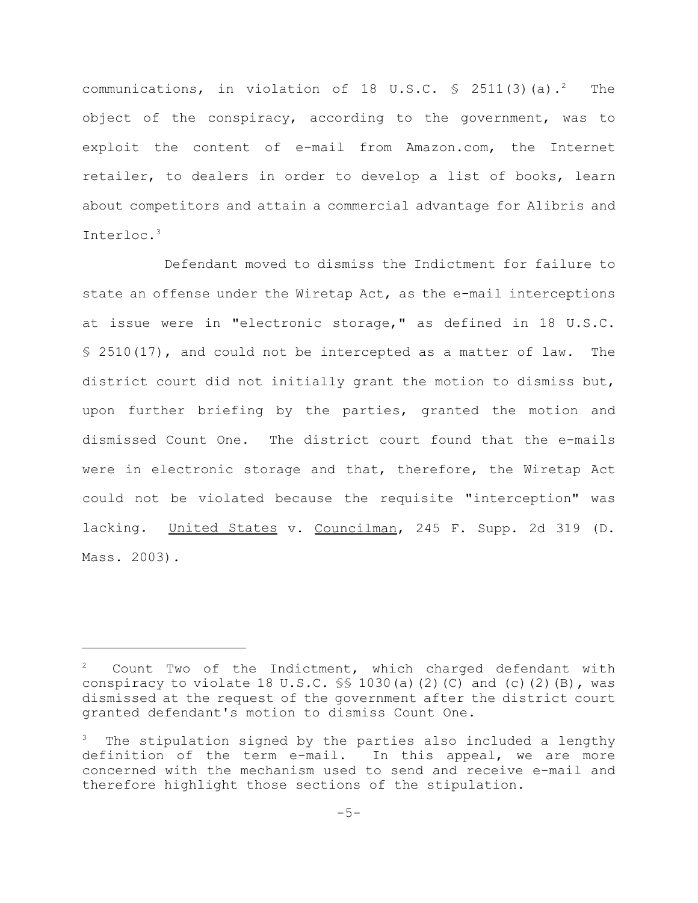communications, in violation of 18 U.S.C. § 2511(3)(a).[2] The object of the conspiracy, according to the government, was to exploit the content of e-mail from Amazon.com, the Internet retailer, to dealers in order to develop a list of books, learn about competitors and attain a commercial advantage for Alibris and Interloc.[3]

Defendant moved to dismiss the Indictment for failure to state an offense under the Wiretap Act, as the e-mail interceptions at issue were in "electronic storage," as defined in 18 U.S.C. § 2510(17), and could not be intercepted as a matter of law. The district court did not initially grant the motion to dismiss but, upon further briefing by the parties, granted the motion and dismissed Count One. The district court found that the e-mails were in electronic storage and that, therefore, the Wiretap Act could not be violated because the requisite "interception" was lacking. United States v. Councilman, 245 F. Supp. 2d 319 (D. Mass. 2003).

---

[2] Count Two of the Indictment, which charged defendant with conspiracy to violate 18 U.S.C. §§ 1030(a)(2)(C) and (c)(2)(B), was dismissed at the request of the government after the district court granted defendant's motion to dismiss Count One.

[3] The stipulation signed by the parties also included a lengthy definition of the term e-mail. In this appeal, we are more concerned with the mechanism used to send and receive e-mail and therefore highlight those sections of the stipulation.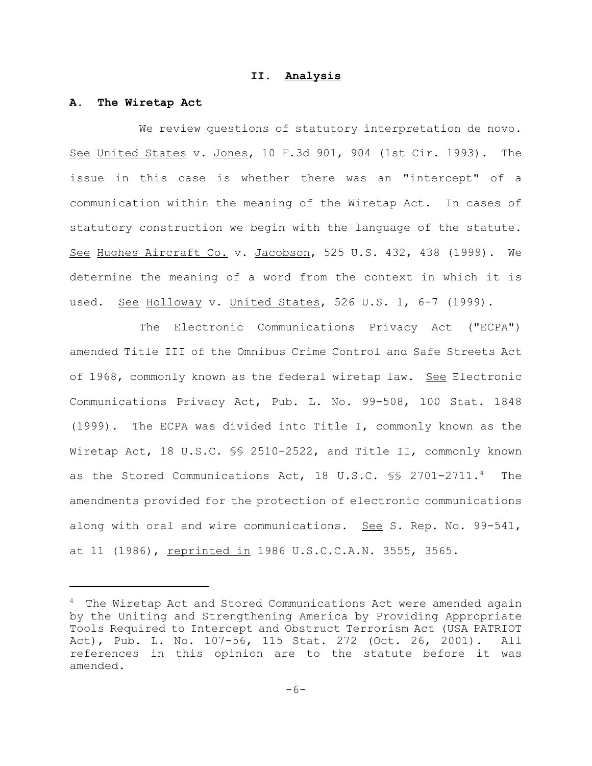## II. Analysis

### A. The Wiretap Act

We review questions of statutory interpretation de novo. See United States v. Jones, 10 F.3d 901, 904 (1st Cir. 1993). The issue in this case is whether there was an "intercept" of a communication within the meaning of the Wiretap Act. In cases of statutory construction we begin with the language of the statute. See Hughes Aircraft Co. v. Jacobson, 525 U.S. 432, 438 (1999). We determine the meaning of a word from the context in which it is used. See Holloway v. United States, 526 U.S. 1, 6-7 (1999).

The Electronic Communications Privacy Act ("ECPA") amended Title III of the Omnibus Crime Control and Safe Streets Act of 1968, commonly known as the federal wiretap law. See Electronic Communications Privacy Act, Pub. L. No. 99-508, 100 Stat. 1848 (1999). The ECPA was divided into Title I, commonly known as the Wiretap Act, 18 U.S.C. §§ 2510-2522, and Title II, commonly known as the Stored Communications Act, 18 U.S.C. §§ 2701-2711.[4] The amendments provided for the protection of electronic communications along with oral and wire communications. See S. Rep. No. 99-541, at 11 (1986), reprinted in 1986 U.S.C.C.A.N. 3555, 3565.

---

[4] The Wiretap Act and Stored Communications Act were amended again by the Uniting and Strengthening America by Providing Appropriate Tools Required to Intercept and Obstruct Terrorism Act (USA PATRIOT Act), Pub. L. No. 107-56, 115 Stat. 272 (Oct. 26, 2001). All references in this opinion are to the statute before it was amended.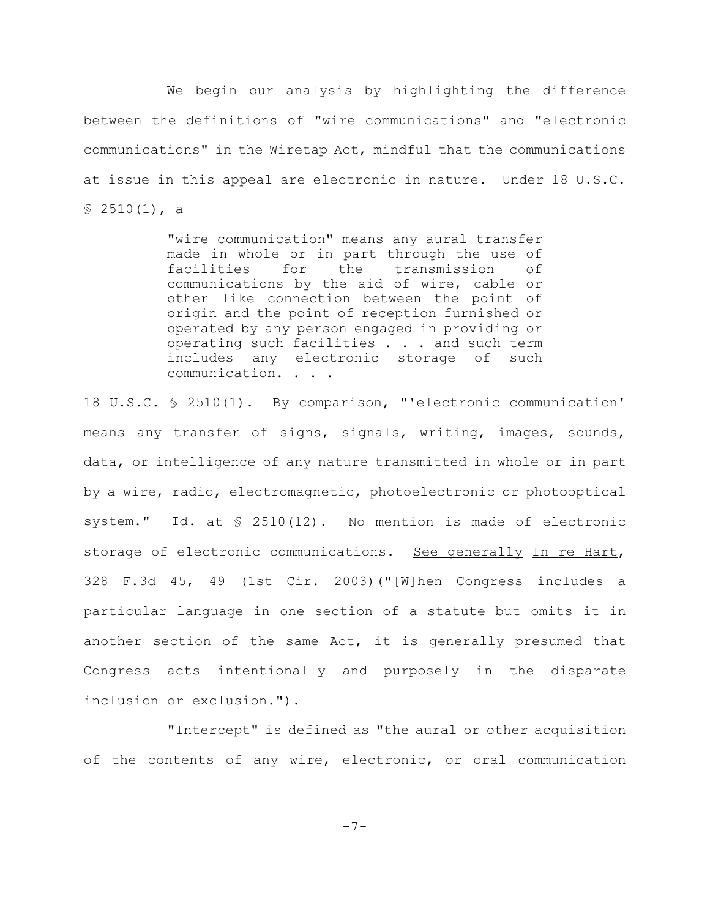We begin our analysis by highlighting the difference between the definitions of "wire communications" and "electronic communications" in the Wiretap Act, mindful that the communications at issue in this appeal are electronic in nature. Under 18 U.S.C. § 2510(1), a

> "wire communication" means any aural transfer made in whole or in part through the use of facilities for the transmission of communications by the aid of wire, cable or other like connection between the point of origin and the point of reception furnished or operated by any person engaged in providing or operating such facilities . . . and such term includes any electronic storage of such communication. . . .

18 U.S.C. § 2510(1). By comparison, "'electronic communication' means any transfer of signs, signals, writing, images, sounds, data, or intelligence of any nature transmitted in whole or in part by a wire, radio, electromagnetic, photoelectronic or photooptical system." Id. at § 2510(12). No mention is made of electronic storage of electronic communications. See generally In re Hart, 328 F.3d 45, 49 (1st Cir. 2003)("[W]hen Congress includes a particular language in one section of a statute but omits it in another section of the same Act, it is generally presumed that Congress acts intentionally and purposely in the disparate inclusion or exclusion.").

"Intercept" is defined as "the aural or other acquisition of the contents of any wire, electronic, or oral communication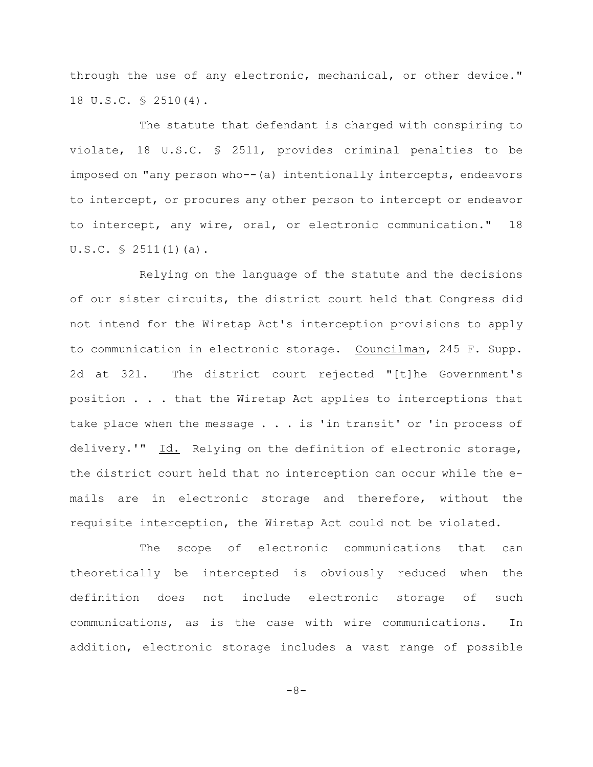through the use of any electronic, mechanical, or other device." 18 U.S.C. § 2510(4).

The statute that defendant is charged with conspiring to violate, 18 U.S.C. § 2511, provides criminal penalties to be imposed on "any person who--(a) intentionally intercepts, endeavors to intercept, or procures any other person to intercept or endeavor to intercept, any wire, oral, or electronic communication." 18 U.S.C. § 2511(1)(a).

Relying on the language of the statute and the decisions of our sister circuits, the district court held that Congress did not intend for the Wiretap Act's interception provisions to apply to communication in electronic storage. Councilman, 245 F. Supp. 2d at 321. The district court rejected "[t]he Government's position . . . that the Wiretap Act applies to interceptions that take place when the message . . . is 'in transit' or 'in process of delivery.'" Id. Relying on the definition of electronic storage, the district court held that no interception can occur while the e-mails are in electronic storage and therefore, without the requisite interception, the Wiretap Act could not be violated.

The scope of electronic communications that can theoretically be intercepted is obviously reduced when the definition does not include electronic storage of such communications, as is the case with wire communications. In addition, electronic storage includes a vast range of possible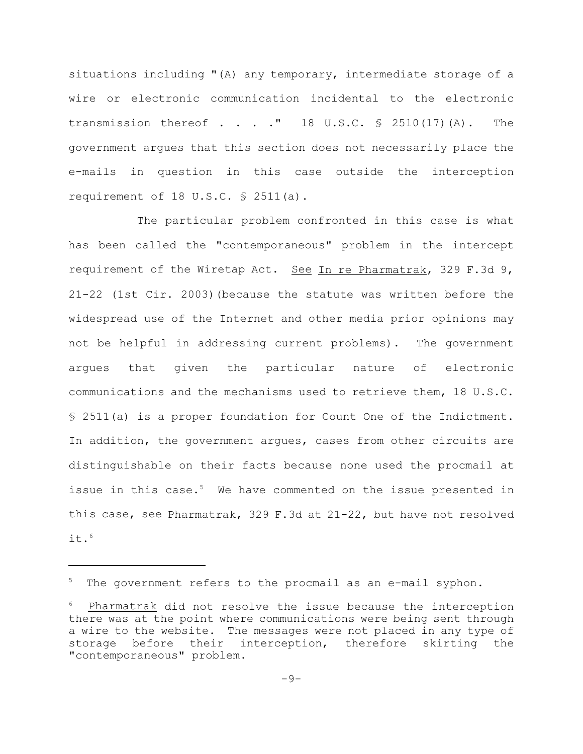situations including "(A) any temporary, intermediate storage of a wire or electronic communication incidental to the electronic transmission thereof . . . ." 18 U.S.C. § 2510(17)(A). The government argues that this section does not necessarily place the e-mails in question in this case outside the interception requirement of 18 U.S.C. § 2511(a).

The particular problem confronted in this case is what has been called the "contemporaneous" problem in the intercept requirement of the Wiretap Act. See In re Pharmatrak, 329 F.3d 9, 21-22 (1st Cir. 2003)(because the statute was written before the widespread use of the Internet and other media prior opinions may not be helpful in addressing current problems). The government argues that given the particular nature of electronic communications and the mechanisms used to retrieve them, 18 U.S.C. § 2511(a) is a proper foundation for Count One of the Indictment. In addition, the government argues, cases from other circuits are distinguishable on their facts because none used the procmail at issue in this case.[5] We have commented on the issue presented in this case, see Pharmatrak, 329 F.3d at 21-22, but have not resolved it.[6]

---

[5] The government refers to the procmail as an e-mail syphon.

[6] Pharmatrak did not resolve the issue because the interception there was at the point where communications were being sent through a wire to the website. The messages were not placed in any type of storage before their interception, therefore skirting the "contemporaneous" problem.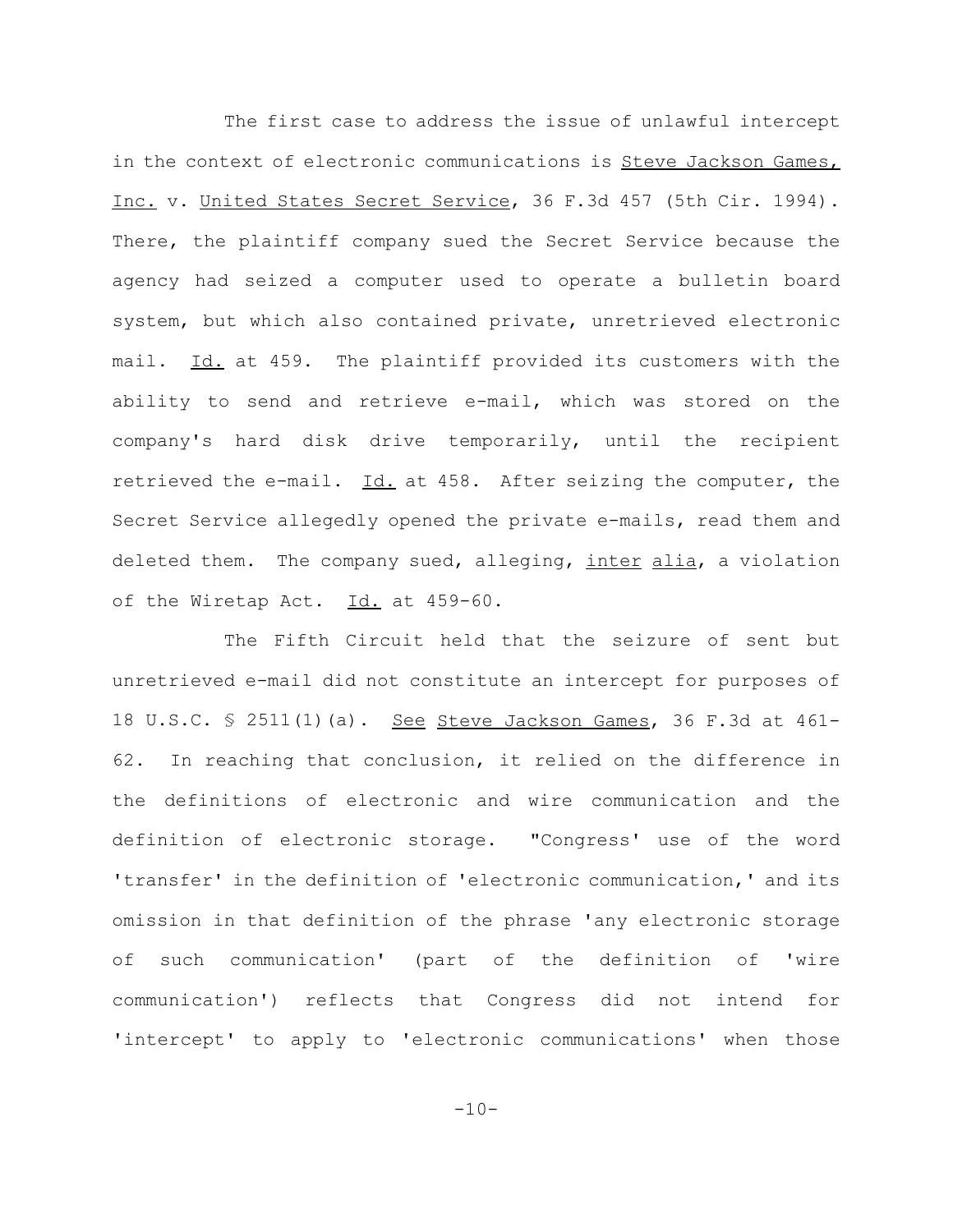The first case to address the issue of unlawful intercept in the context of electronic communications is Steve Jackson Games, Inc. v. United States Secret Service, 36 F.3d 457 (5th Cir. 1994). There, the plaintiff company sued the Secret Service because the agency had seized a computer used to operate a bulletin board system, but which also contained private, unretrieved electronic mail. Id. at 459. The plaintiff provided its customers with the ability to send and retrieve e-mail, which was stored on the company's hard disk drive temporarily, until the recipient retrieved the e-mail. Id. at 458. After seizing the computer, the Secret Service allegedly opened the private e-mails, read them and deleted them. The company sued, alleging, inter alia, a violation of the Wiretap Act. Id. at 459-60.

The Fifth Circuit held that the seizure of sent but unretrieved e-mail did not constitute an intercept for purposes of 18 U.S.C. § 2511(1)(a). See Steve Jackson Games, 36 F.3d at 461-62. In reaching that conclusion, it relied on the difference in the definitions of electronic and wire communication and the definition of electronic storage. "Congress' use of the word 'transfer' in the definition of 'electronic communication,' and its omission in that definition of the phrase 'any electronic storage of such communication' (part of the definition of 'wire communication') reflects that Congress did not intend for 'intercept' to apply to 'electronic communications' when those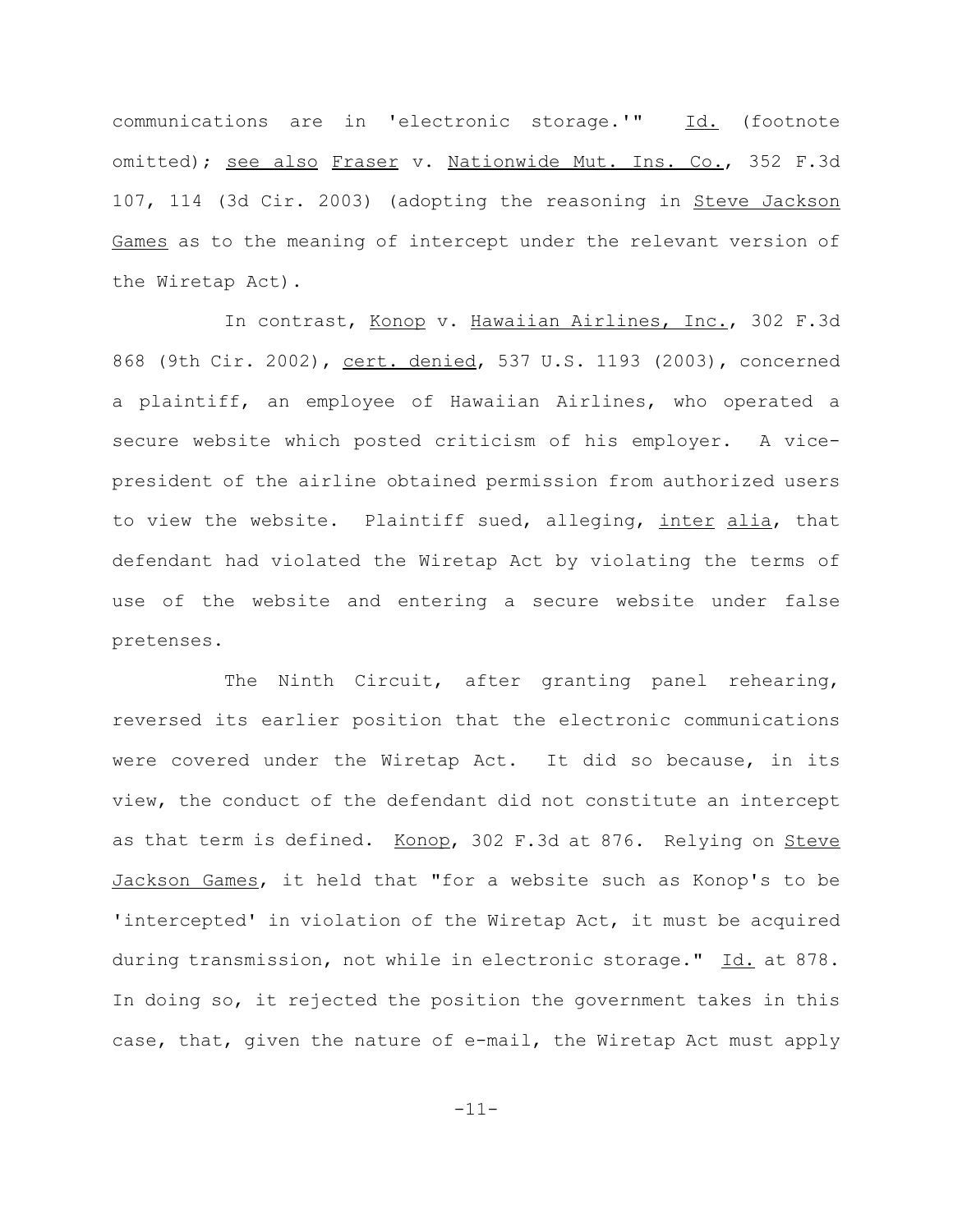communications are in 'electronic storage.'" Id. (footnote omitted); see also Fraser v. Nationwide Mut. Ins. Co., 352 F.3d 107, 114 (3d Cir. 2003) (adopting the reasoning in Steve Jackson Games as to the meaning of intercept under the relevant version of the Wiretap Act).

In contrast, Konop v. Hawaiian Airlines, Inc., 302 F.3d 868 (9th Cir. 2002), cert. denied, 537 U.S. 1193 (2003), concerned a plaintiff, an employee of Hawaiian Airlines, who operated a secure website which posted criticism of his employer. A vice-president of the airline obtained permission from authorized users to view the website. Plaintiff sued, alleging, inter alia, that defendant had violated the Wiretap Act by violating the terms of use of the website and entering a secure website under false pretenses.

The Ninth Circuit, after granting panel rehearing, reversed its earlier position that the electronic communications were covered under the Wiretap Act. It did so because, in its view, the conduct of the defendant did not constitute an intercept as that term is defined. Konop, 302 F.3d at 876. Relying on Steve Jackson Games, it held that "for a website such as Konop's to be 'intercepted' in violation of the Wiretap Act, it must be acquired during transmission, not while in electronic storage." Id. at 878. In doing so, it rejected the position the government takes in this case, that, given the nature of e-mail, the Wiretap Act must apply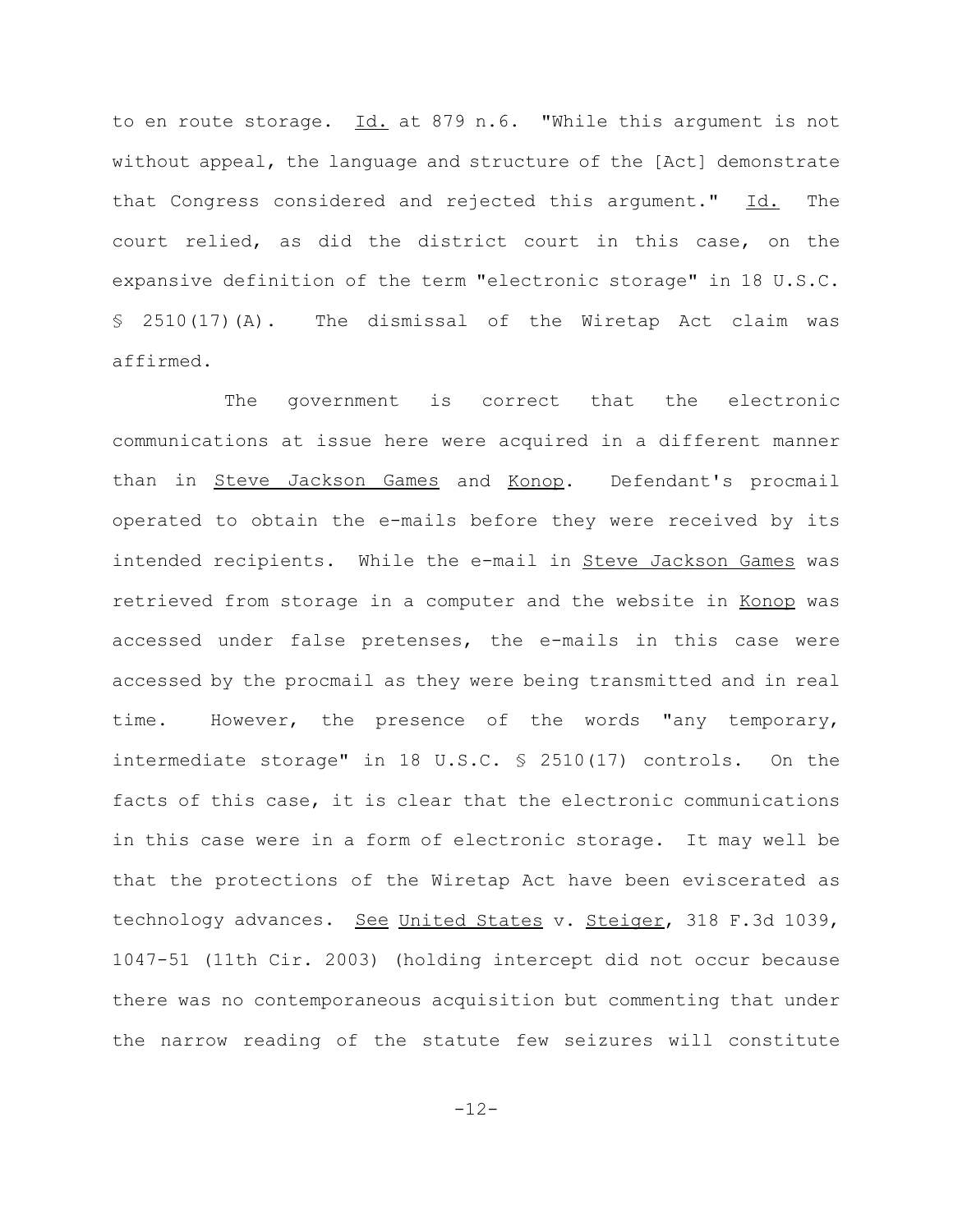to en route storage. _Id._ at 879 n.6. "While this argument is not without appeal, the language and structure of the [Act] demonstrate that Congress considered and rejected this argument." _Id._ The court relied, as did the district court in this case, on the expansive definition of the term "electronic storage" in 18 U.S.C. § 2510(17)(A). The dismissal of the Wiretap Act claim was affirmed.

The government is correct that the electronic communications at issue here were acquired in a different manner than in _Steve Jackson Games_ and _Konop_. Defendant's procmail operated to obtain the e-mails before they were received by its intended recipients. While the e-mail in _Steve Jackson Games_ was retrieved from storage in a computer and the website in _Konop_ was accessed under false pretenses, the e-mails in this case were accessed by the procmail as they were being transmitted and in real time. However, the presence of the words "any temporary, intermediate storage" in 18 U.S.C. § 2510(17) controls. On the facts of this case, it is clear that the electronic communications in this case were in a form of electronic storage. It may well be that the protections of the Wiretap Act have been eviscerated as technology advances. _See_ _United States_ v. _Steiger_, 318 F.3d 1039, 1047-51 (11th Cir. 2003) (holding intercept did not occur because there was no contemporaneous acquisition but commenting that under the narrow reading of the statute few seizures will constitute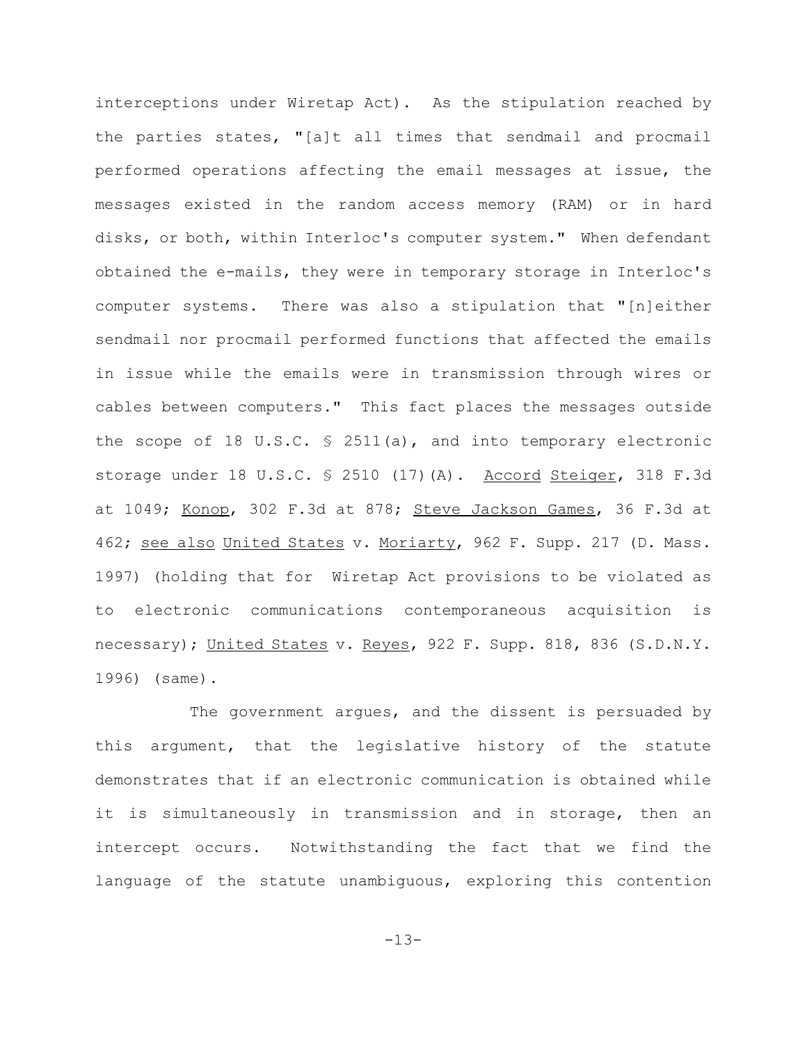interceptions under Wiretap Act). As the stipulation reached by the parties states, "[a]t all times that sendmail and procmail performed operations affecting the email messages at issue, the messages existed in the random access memory (RAM) or in hard disks, or both, within Interloc's computer system." When defendant obtained the e-mails, they were in temporary storage in Interloc's computer systems. There was also a stipulation that "[n]either sendmail nor procmail performed functions that affected the emails in issue while the emails were in transmission through wires or cables between computers." This fact places the messages outside the scope of 18 U.S.C. § 2511(a), and into temporary electronic storage under 18 U.S.C. § 2510 (17)(A). Accord Steiger, 318 F.3d at 1049; Konop, 302 F.3d at 878; Steve Jackson Games, 36 F.3d at 462; see also United States v. Moriarty, 962 F. Supp. 217 (D. Mass. 1997) (holding that for Wiretap Act provisions to be violated as to electronic communications contemporaneous acquisition is necessary); United States v. Reyes, 922 F. Supp. 818, 836 (S.D.N.Y. 1996) (same).

The government argues, and the dissent is persuaded by this argument, that the legislative history of the statute demonstrates that if an electronic communication is obtained while it is simultaneously in transmission and in storage, then an intercept occurs. Notwithstanding the fact that we find the language of the statute unambiguous, exploring this contention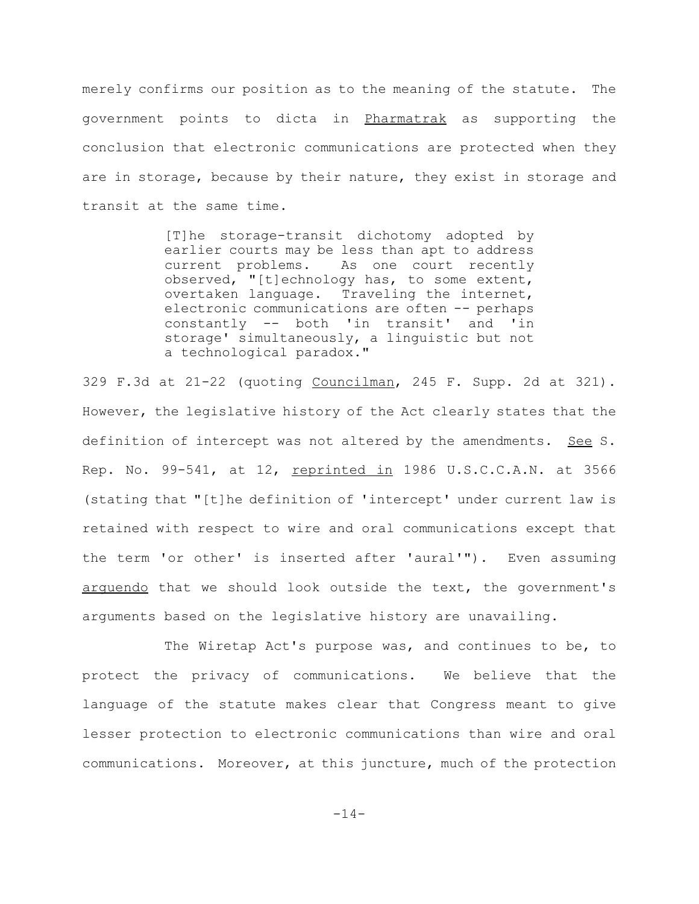merely confirms our position as to the meaning of the statute. The government points to dicta in Pharmatrak as supporting the conclusion that electronic communications are protected when they are in storage, because by their nature, they exist in storage and transit at the same time.

> [T]he storage-transit dichotomy adopted by earlier courts may be less than apt to address current problems. As one court recently observed, "[t]echnology has, to some extent, overtaken language. Traveling the internet, electronic communications are often -- perhaps constantly -- both 'in transit' and 'in storage' simultaneously, a linguistic but not a technological paradox."

329 F.3d at 21-22 (quoting Councilman, 245 F. Supp. 2d at 321). However, the legislative history of the Act clearly states that the definition of intercept was not altered by the amendments. See S. Rep. No. 99-541, at 12, reprinted in 1986 U.S.C.C.A.N. at 3566 (stating that "[t]he definition of 'intercept' under current law is retained with respect to wire and oral communications except that the term 'or other' is inserted after 'aural'"). Even assuming arguendo that we should look outside the text, the government's arguments based on the legislative history are unavailing.

The Wiretap Act's purpose was, and continues to be, to protect the privacy of communications. We believe that the language of the statute makes clear that Congress meant to give lesser protection to electronic communications than wire and oral communications. Moreover, at this juncture, much of the protection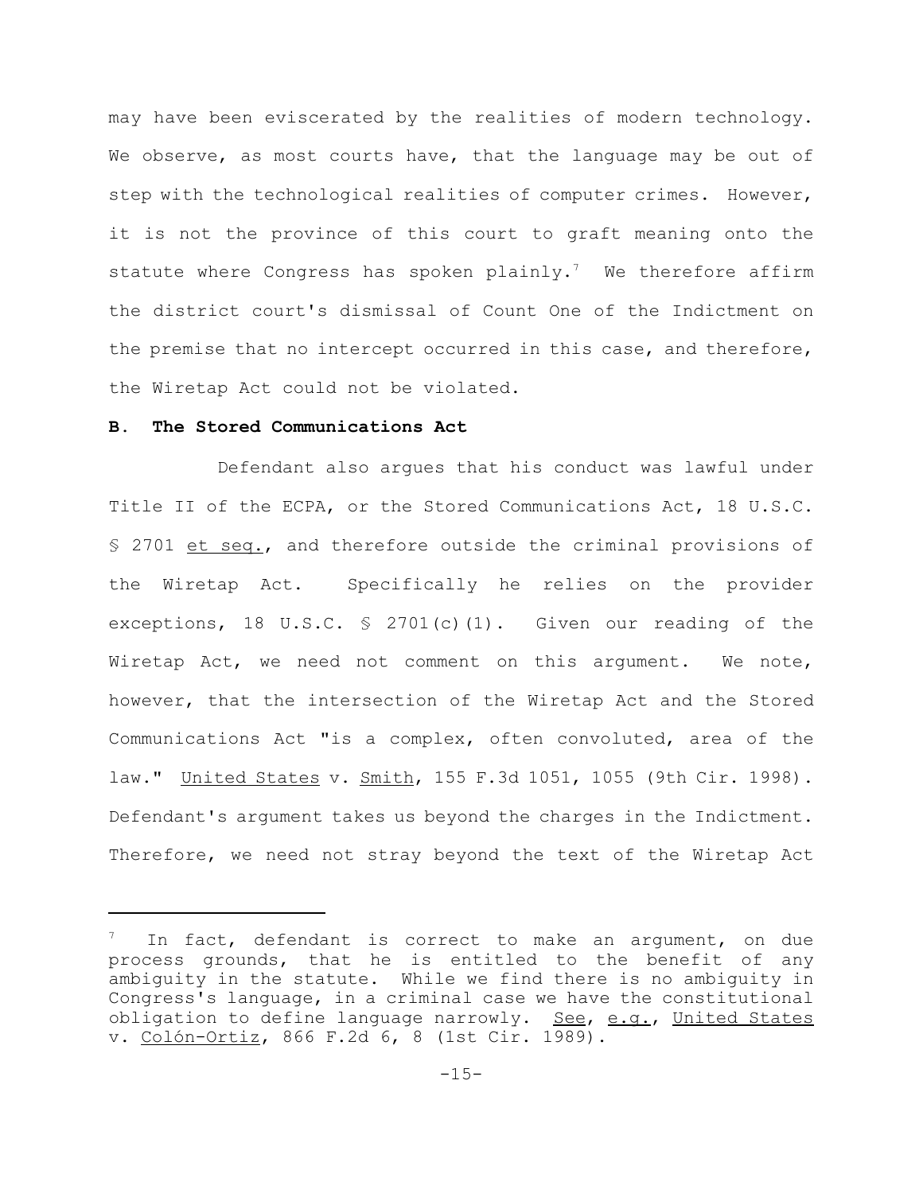may have been eviscerated by the realities of modern technology. We observe, as most courts have, that the language may be out of step with the technological realities of computer crimes. However, it is not the province of this court to graft meaning onto the statute where Congress has spoken plainly.[7] We therefore affirm the district court's dismissal of Count One of the Indictment on the premise that no intercept occurred in this case, and therefore, the Wiretap Act could not be violated.

**B. The Stored Communications Act**

Defendant also argues that his conduct was lawful under Title II of the ECPA, or the Stored Communications Act, 18 U.S.C. § 2701 et seq., and therefore outside the criminal provisions of the Wiretap Act. Specifically he relies on the provider exceptions, 18 U.S.C. § 2701(c)(1). Given our reading of the Wiretap Act, we need not comment on this argument. We note, however, that the intersection of the Wiretap Act and the Stored Communications Act "is a complex, often convoluted, area of the law." United States v. Smith, 155 F.3d 1051, 1055 (9th Cir. 1998). Defendant's argument takes us beyond the charges in the Indictment. Therefore, we need not stray beyond the text of the Wiretap Act

---

[7] In fact, defendant is correct to make an argument, on due process grounds, that he is entitled to the benefit of any ambiguity in the statute. While we find there is no ambiguity in Congress's language, in a criminal case we have the constitutional obligation to define language narrowly. See, e.g., United States v. Colón-Ortiz, 866 F.2d 6, 8 (1st Cir. 1989).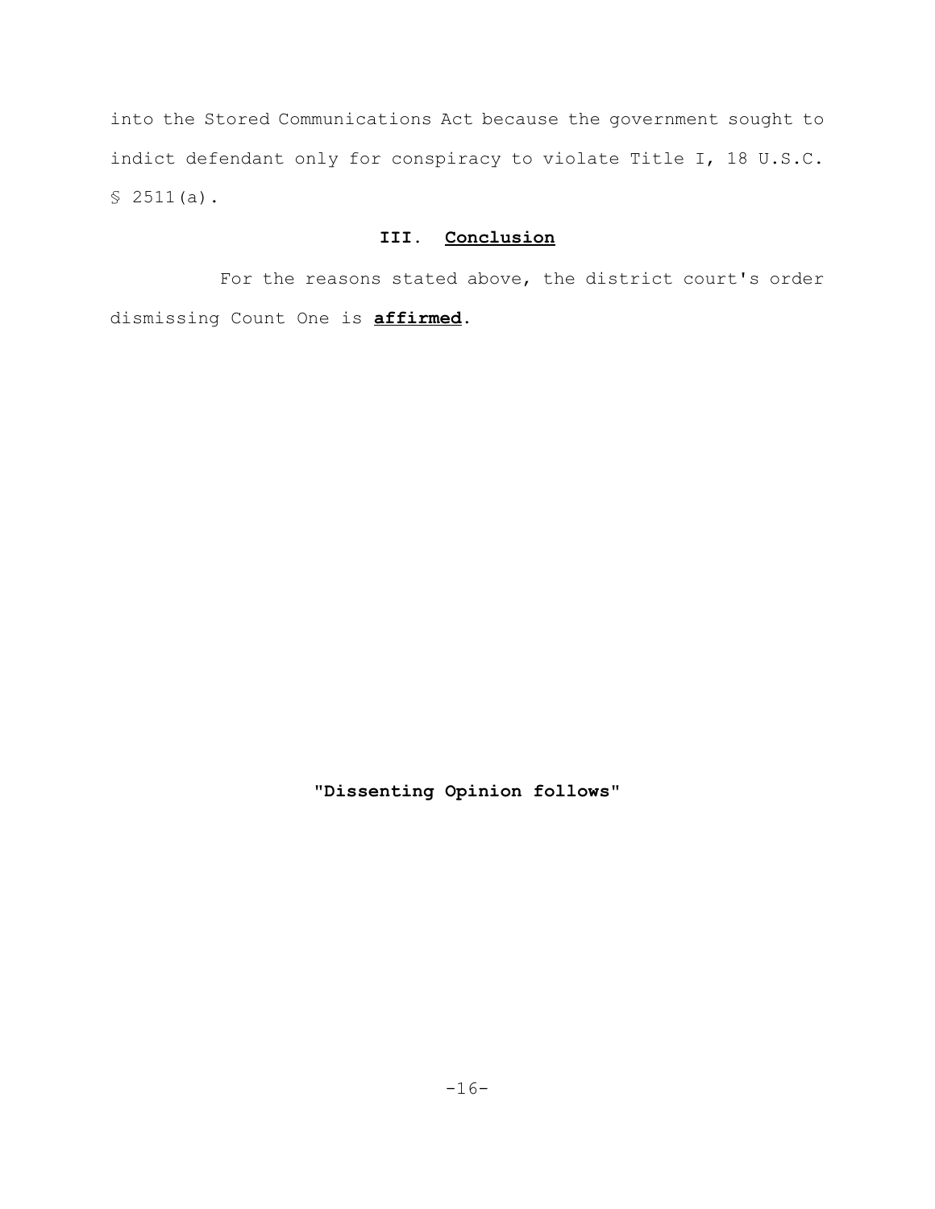into the Stored Communications Act because the government sought to indict defendant only for conspiracy to violate Title I, 18 U.S.C. § 2511(a).

## III. Conclusion

For the reasons stated above, the district court's order dismissing Count One is **affirmed**.

**"Dissenting Opinion follows"**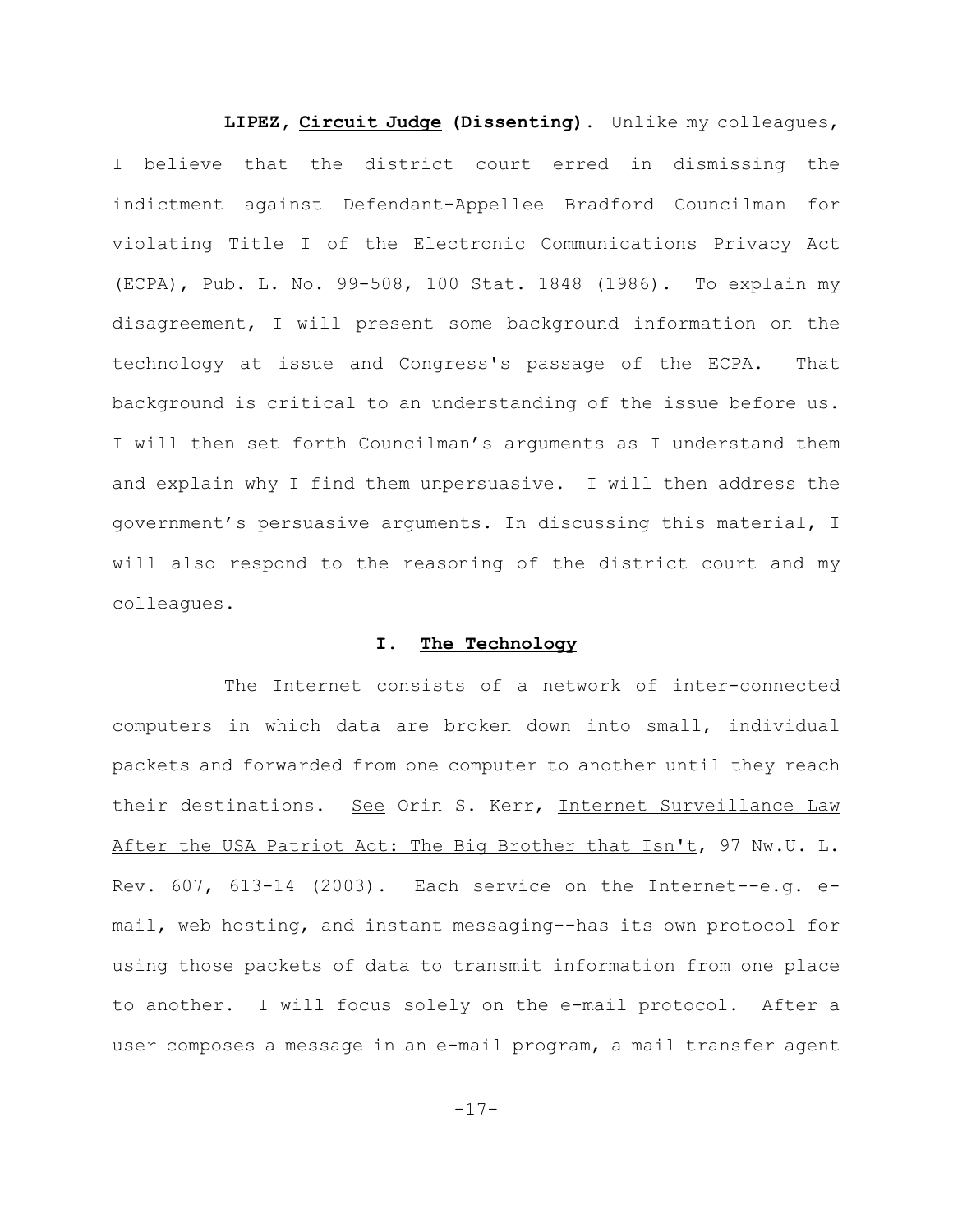**LIPEZ, Circuit Judge (Dissenting).** Unlike my colleagues, I believe that the district court erred in dismissing the indictment against Defendant-Appellee Bradford Councilman for violating Title I of the Electronic Communications Privacy Act (ECPA), Pub. L. No. 99-508, 100 Stat. 1848 (1986). To explain my disagreement, I will present some background information on the technology at issue and Congress's passage of the ECPA. That background is critical to an understanding of the issue before us. I will then set forth Councilman's arguments as I understand them and explain why I find them unpersuasive. I will then address the government's persuasive arguments. In discussing this material, I will also respond to the reasoning of the district court and my colleagues.

## I. The Technology

The Internet consists of a network of inter-connected computers in which data are broken down into small, individual packets and forwarded from one computer to another until they reach their destinations. See Orin S. Kerr, Internet Surveillance Law After the USA Patriot Act: The Big Brother that Isn't, 97 Nw.U. L. Rev. 607, 613-14 (2003). Each service on the Internet--e.g. e-mail, web hosting, and instant messaging--has its own protocol for using those packets of data to transmit information from one place to another. I will focus solely on the e-mail protocol. After a user composes a message in an e-mail program, a mail transfer agent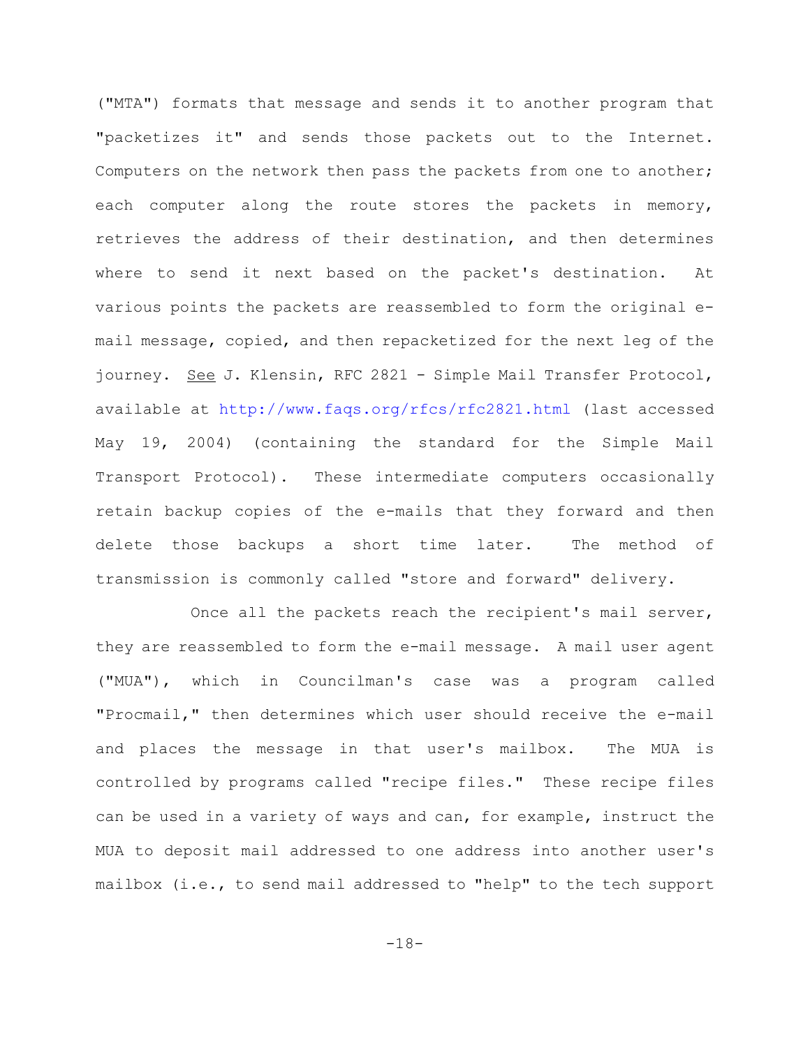("MTA") formats that message and sends it to another program that "packetizes it" and sends those packets out to the Internet. Computers on the network then pass the packets from one to another; each computer along the route stores the packets in memory, retrieves the address of their destination, and then determines where to send it next based on the packet's destination. At various points the packets are reassembled to form the original e-mail message, copied, and then repacketized for the next leg of the journey. See J. Klensin, RFC 2821 - Simple Mail Transfer Protocol, available at http://www.faqs.org/rfcs/rfc2821.html (last accessed May 19, 2004) (containing the standard for the Simple Mail Transport Protocol). These intermediate computers occasionally retain backup copies of the e-mails that they forward and then delete those backups a short time later. The method of transmission is commonly called "store and forward" delivery.

Once all the packets reach the recipient's mail server, they are reassembled to form the e-mail message. A mail user agent ("MUA"), which in Councilman's case was a program called "Procmail," then determines which user should receive the e-mail and places the message in that user's mailbox. The MUA is controlled by programs called "recipe files." These recipe files can be used in a variety of ways and can, for example, instruct the MUA to deposit mail addressed to one address into another user's mailbox (i.e., to send mail addressed to "help" to the tech support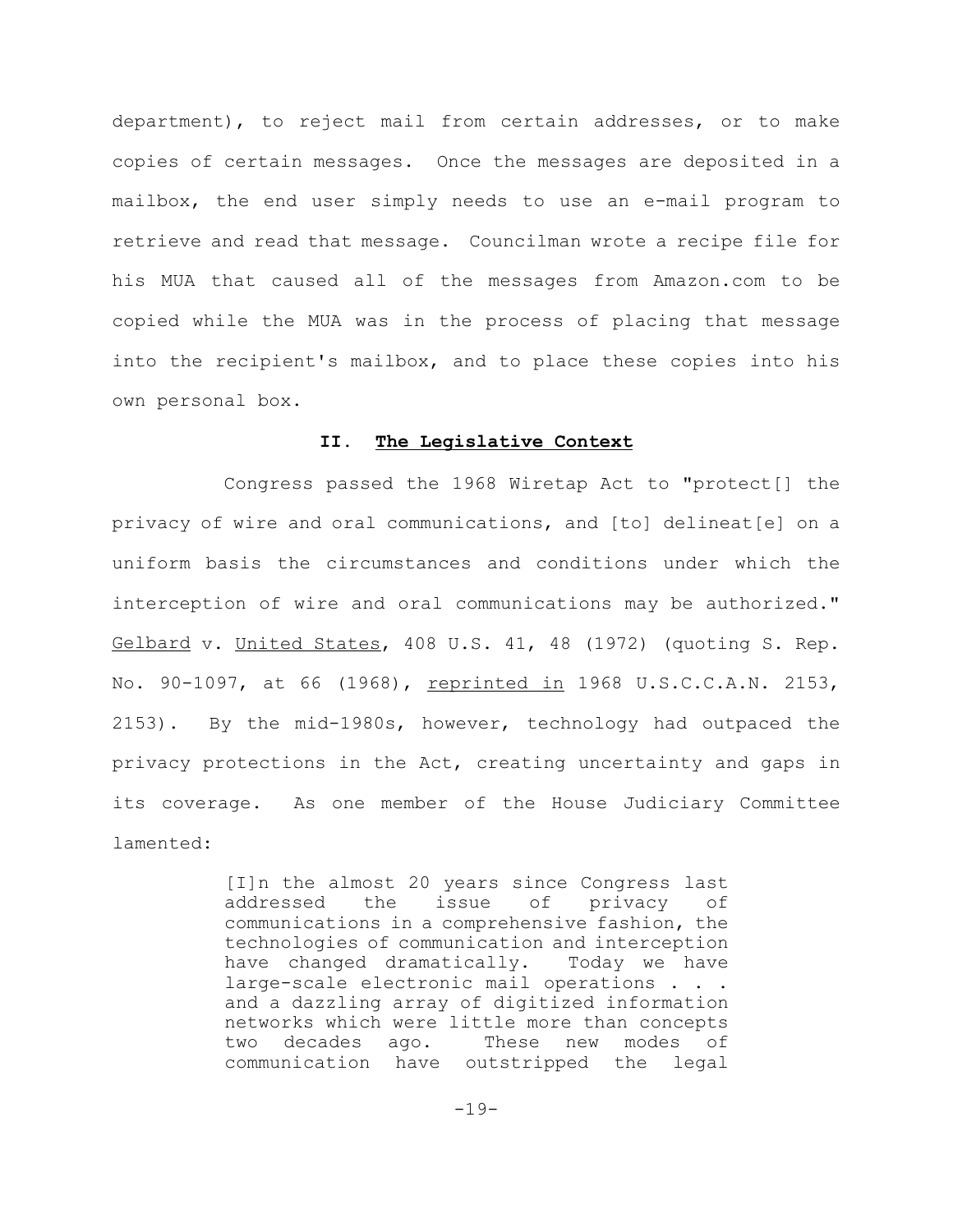department), to reject mail from certain addresses, or to make copies of certain messages. Once the messages are deposited in a mailbox, the end user simply needs to use an e-mail program to retrieve and read that message. Councilman wrote a recipe file for his MUA that caused all of the messages from Amazon.com to be copied while the MUA was in the process of placing that message into the recipient's mailbox, and to place these copies into his own personal box.

## II. The Legislative Context

Congress passed the 1968 Wiretap Act to "protect[] the privacy of wire and oral communications, and [to] delineat[e] on a uniform basis the circumstances and conditions under which the interception of wire and oral communications may be authorized." Gelbard v. United States, 408 U.S. 41, 48 (1972) (quoting S. Rep. No. 90-1097, at 66 (1968), reprinted in 1968 U.S.C.C.A.N. 2153, 2153). By the mid-1980s, however, technology had outpaced the privacy protections in the Act, creating uncertainty and gaps in its coverage. As one member of the House Judiciary Committee lamented:

> [I]n the almost 20 years since Congress last addressed the issue of privacy of communications in a comprehensive fashion, the technologies of communication and interception have changed dramatically. Today we have large-scale electronic mail operations . . . and a dazzling array of digitized information networks which were little more than concepts two decades ago. These new modes of communication have outstripped the legal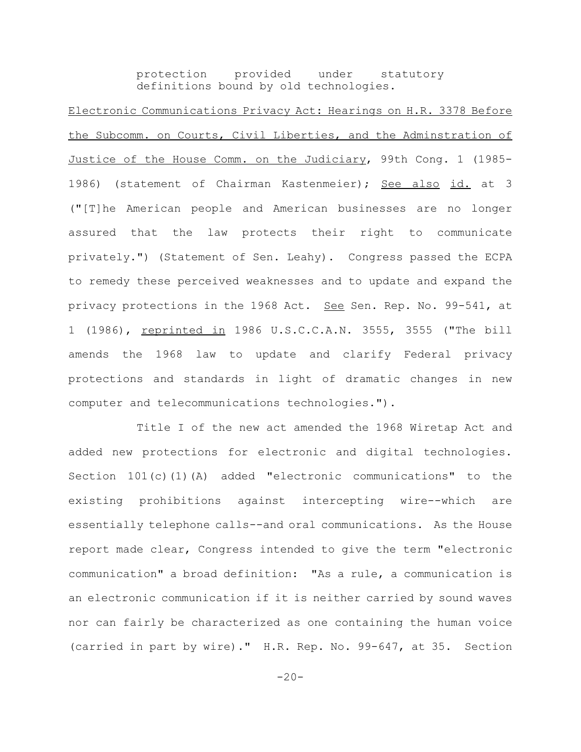> protection provided under statutory definitions bound by old technologies.

Electronic Communications Privacy Act: Hearings on H.R. 3378 Before the Subcomm. on Courts, Civil Liberties, and the Adminstration of Justice of the House Comm. on the Judiciary, 99th Cong. 1 (1985-1986) (statement of Chairman Kastenmeier); See also id. at 3 ("[T]he American people and American businesses are no longer assured that the law protects their right to communicate privately.") (Statement of Sen. Leahy). Congress passed the ECPA to remedy these perceived weaknesses and to update and expand the privacy protections in the 1968 Act. See Sen. Rep. No. 99-541, at 1 (1986), reprinted in 1986 U.S.C.C.A.N. 3555, 3555 ("The bill amends the 1968 law to update and clarify Federal privacy protections and standards in light of dramatic changes in new computer and telecommunications technologies.").

Title I of the new act amended the 1968 Wiretap Act and added new protections for electronic and digital technologies. Section 101(c)(1)(A) added "electronic communications" to the existing prohibitions against intercepting wire--which are essentially telephone calls--and oral communications. As the House report made clear, Congress intended to give the term "electronic communication" a broad definition: "As a rule, a communication is an electronic communication if it is neither carried by sound waves nor can fairly be characterized as one containing the human voice (carried in part by wire)." H.R. Rep. No. 99-647, at 35. Section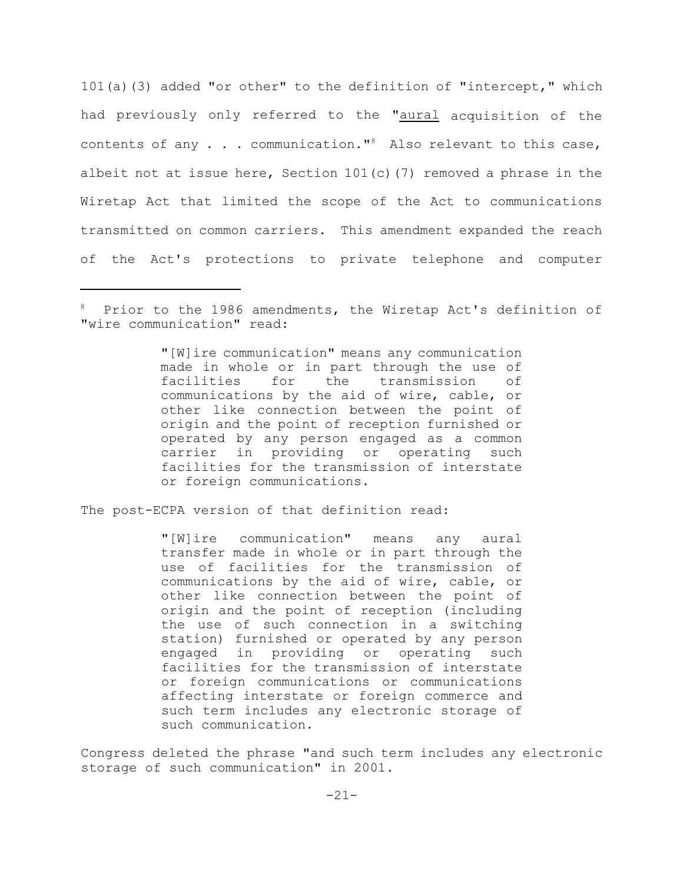101(a)(3) added "or other" to the definition of "intercept," which had previously only referred to the "<u>aural</u> acquisition of the contents of any . . . communication."[8] Also relevant to this case, albeit not at issue here, Section 101(c)(7) removed a phrase in the Wiretap Act that limited the scope of the Act to communications transmitted on common carriers. This amendment expanded the reach of the Act's protections to private telephone and computer

---

[8] Prior to the 1986 amendments, the Wiretap Act's definition of "wire communication" read:

> "[W]ire communication" means any communication made in whole or in part through the use of facilities for the transmission of communications by the aid of wire, cable, or other like connection between the point of origin and the point of reception furnished or operated by any person engaged as a common carrier in providing or operating such facilities for the transmission of interstate or foreign communications.

The post-ECPA version of that definition read:

> "[W]ire communication" means any aural transfer made in whole or in part through the use of facilities for the transmission of communications by the aid of wire, cable, or other like connection between the point of origin and the point of reception (including the use of such connection in a switching station) furnished or operated by any person engaged in providing or operating such facilities for the transmission of interstate or foreign communications or communications affecting interstate or foreign commerce and such term includes any electronic storage of such communication.

Congress deleted the phrase "and such term includes any electronic storage of such communication" in 2001.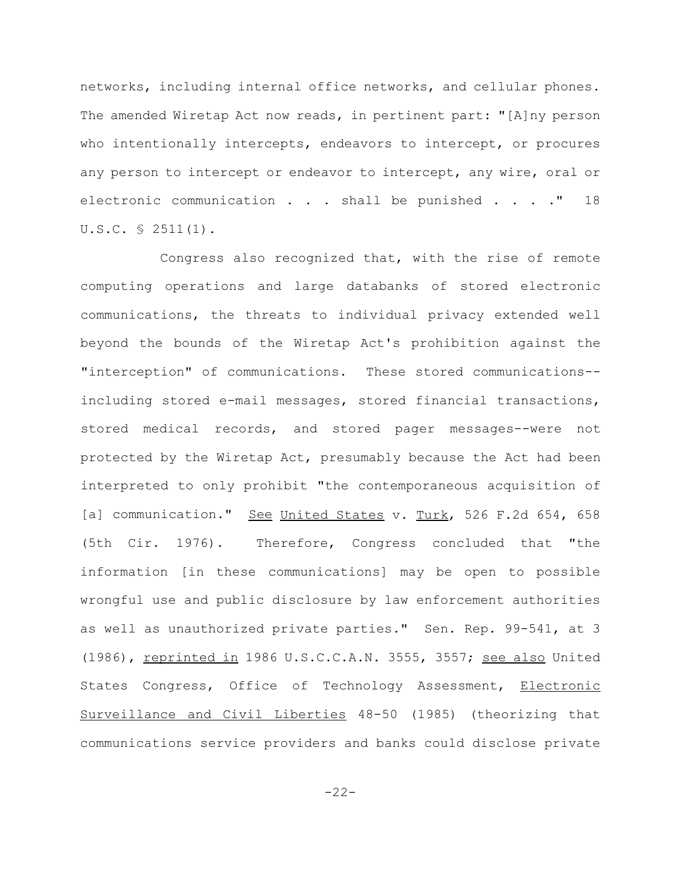networks, including internal office networks, and cellular phones. The amended Wiretap Act now reads, in pertinent part: "[A]ny person who intentionally intercepts, endeavors to intercept, or procures any person to intercept or endeavor to intercept, any wire, oral or electronic communication . . . shall be punished . . . ." 18 U.S.C. § 2511(1).

Congress also recognized that, with the rise of remote computing operations and large databanks of stored electronic communications, the threats to individual privacy extended well beyond the bounds of the Wiretap Act's prohibition against the "interception" of communications. These stored communications--including stored e-mail messages, stored financial transactions, stored medical records, and stored pager messages--were not protected by the Wiretap Act, presumably because the Act had been interpreted to only prohibit "the contemporaneous acquisition of [a] communication." See United States v. Turk, 526 F.2d 654, 658 (5th Cir. 1976). Therefore, Congress concluded that "the information [in these communications] may be open to possible wrongful use and public disclosure by law enforcement authorities as well as unauthorized private parties." Sen. Rep. 99-541, at 3 (1986), reprinted in 1986 U.S.C.C.A.N. 3555, 3557; see also United States Congress, Office of Technology Assessment, Electronic Surveillance and Civil Liberties 48-50 (1985) (theorizing that communications service providers and banks could disclose private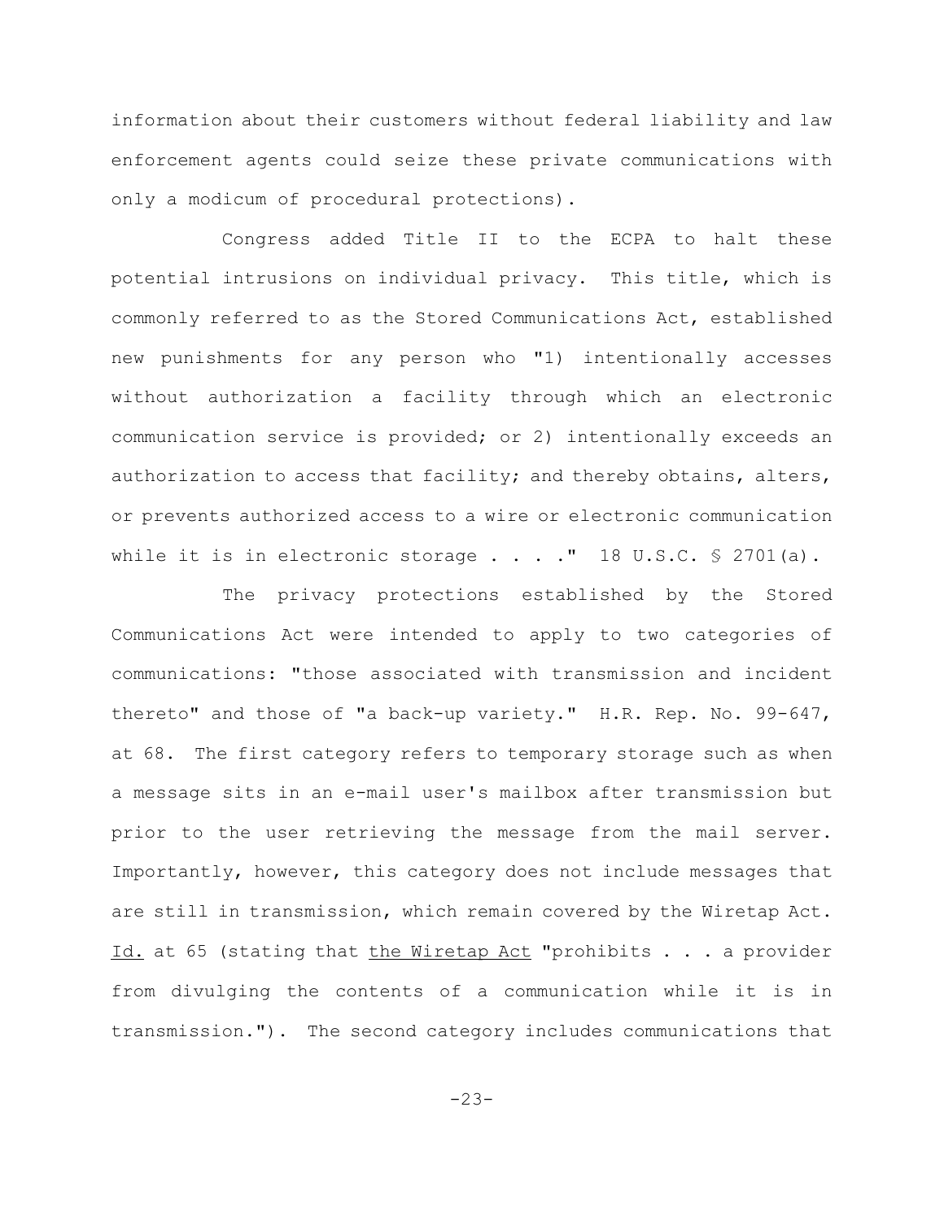information about their customers without federal liability and law enforcement agents could seize these private communications with only a modicum of procedural protections).

Congress added Title II to the ECPA to halt these potential intrusions on individual privacy. This title, which is commonly referred to as the Stored Communications Act, established new punishments for any person who "1) intentionally accesses without authorization a facility through which an electronic communication service is provided; or 2) intentionally exceeds an authorization to access that facility; and thereby obtains, alters, or prevents authorized access to a wire or electronic communication while it is in electronic storage . . . ." 18 U.S.C. § 2701(a).

The privacy protections established by the Stored Communications Act were intended to apply to two categories of communications: "those associated with transmission and incident thereto" and those of "a back-up variety." H.R. Rep. No. 99-647, at 68. The first category refers to temporary storage such as when a message sits in an e-mail user's mailbox after transmission but prior to the user retrieving the message from the mail server. Importantly, however, this category does not include messages that are still in transmission, which remain covered by the Wiretap Act. Id. at 65 (stating that the Wiretap Act "prohibits . . . a provider from divulging the contents of a communication while it is in transmission."). The second category includes communications that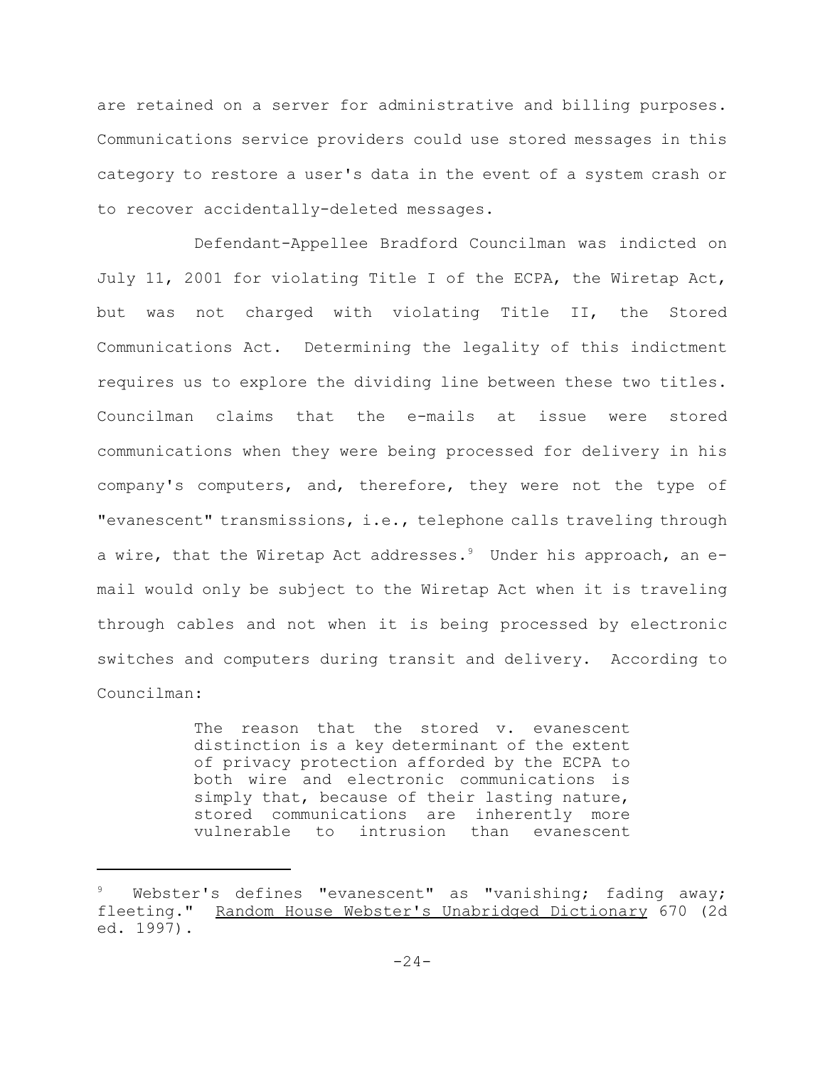are retained on a server for administrative and billing purposes. Communications service providers could use stored messages in this category to restore a user's data in the event of a system crash or to recover accidentally-deleted messages.

Defendant-Appellee Bradford Councilman was indicted on July 11, 2001 for violating Title I of the ECPA, the Wiretap Act, but was not charged with violating Title II, the Stored Communications Act. Determining the legality of this indictment requires us to explore the dividing line between these two titles. Councilman claims that the e-mails at issue were stored communications when they were being processed for delivery in his company's computers, and, therefore, they were not the type of "evanescent" transmissions, i.e., telephone calls traveling through a wire, that the Wiretap Act addresses.[9] Under his approach, an e-mail would only be subject to the Wiretap Act when it is traveling through cables and not when it is being processed by electronic switches and computers during transit and delivery. According to Councilman:

> The reason that the stored v. evanescent distinction is a key determinant of the extent of privacy protection afforded by the ECPA to both wire and electronic communications is simply that, because of their lasting nature, stored communications are inherently more vulnerable to intrusion than evanescent

---

[9] Webster's defines "evanescent" as "vanishing; fading away; fleeting." Random House Webster's Unabridged Dictionary 670 (2d ed. 1997).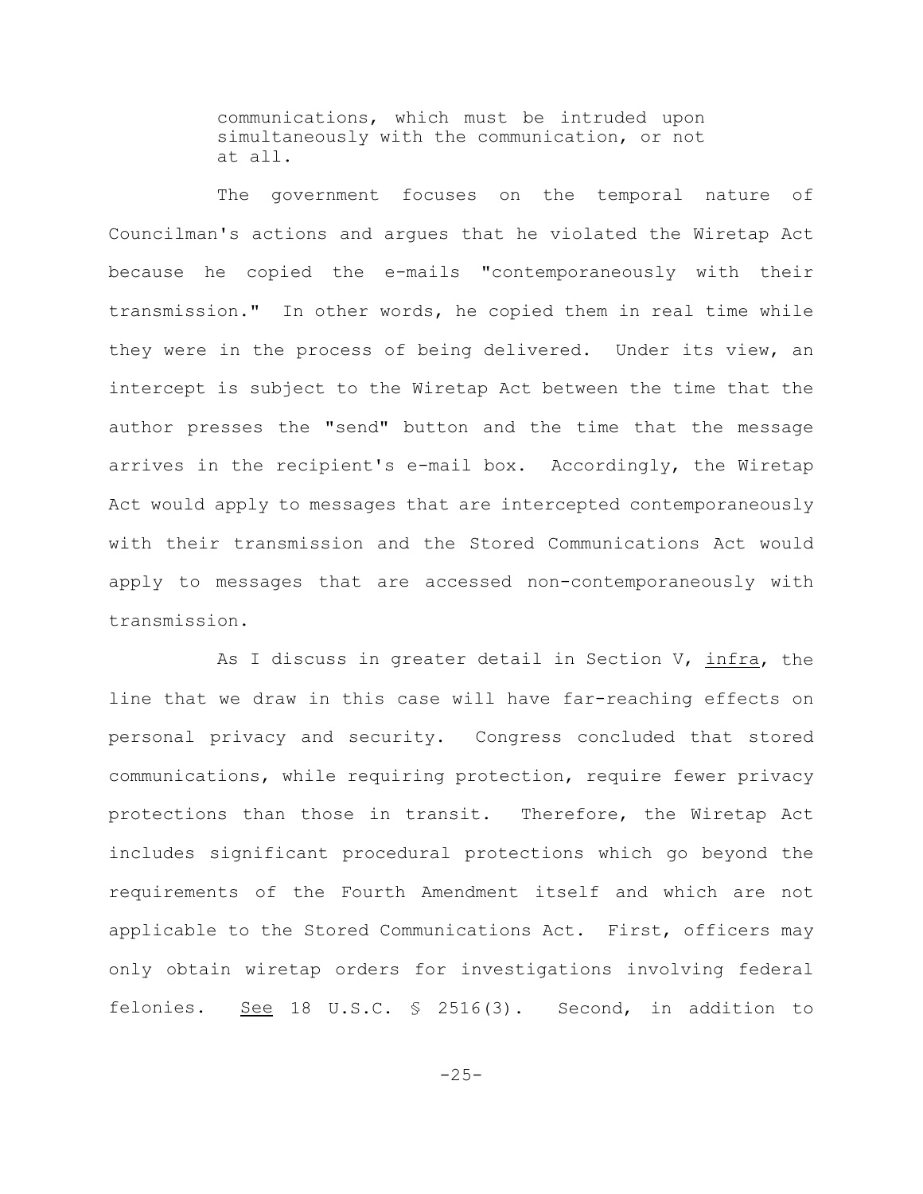> communications, which must be intruded upon simultaneously with the communication, or not at all.

The government focuses on the temporal nature of Councilman's actions and argues that he violated the Wiretap Act because he copied the e-mails "contemporaneously with their transmission." In other words, he copied them in real time while they were in the process of being delivered. Under its view, an intercept is subject to the Wiretap Act between the time that the author presses the "send" button and the time that the message arrives in the recipient's e-mail box. Accordingly, the Wiretap Act would apply to messages that are intercepted contemporaneously with their transmission and the Stored Communications Act would apply to messages that are accessed non-contemporaneously with transmission.

As I discuss in greater detail in Section V, infra, the line that we draw in this case will have far-reaching effects on personal privacy and security. Congress concluded that stored communications, while requiring protection, require fewer privacy protections than those in transit. Therefore, the Wiretap Act includes significant procedural protections which go beyond the requirements of the Fourth Amendment itself and which are not applicable to the Stored Communications Act. First, officers may only obtain wiretap orders for investigations involving federal felonies. See 18 U.S.C. § 2516(3). Second, in addition to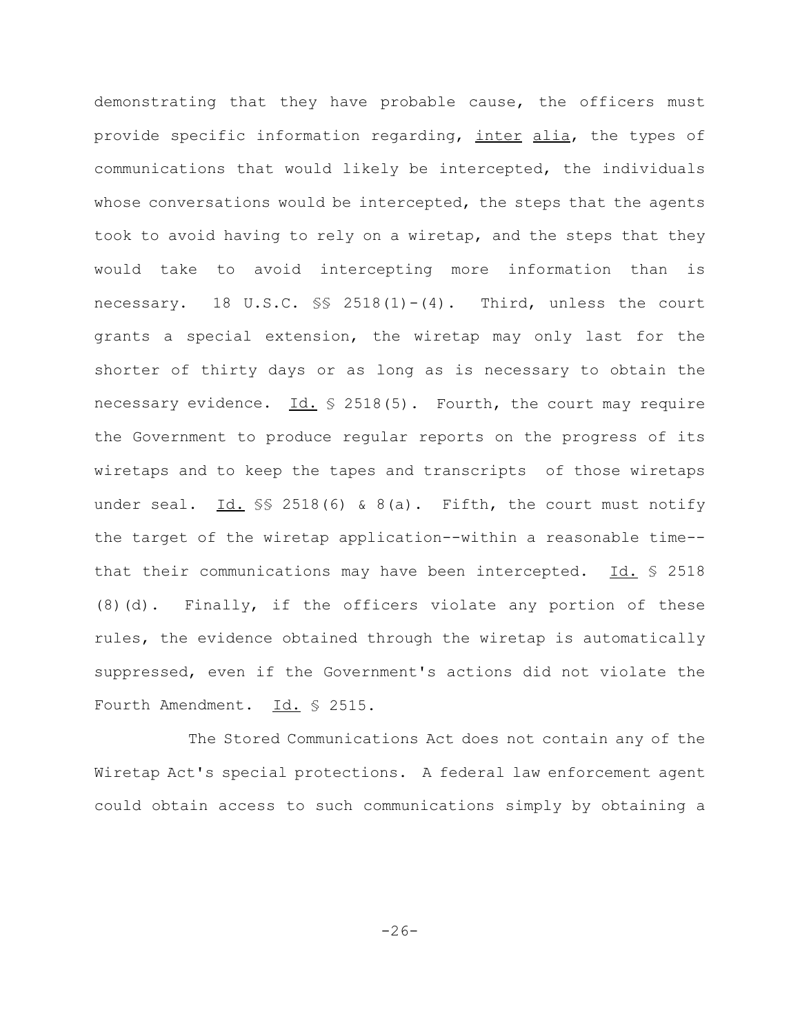demonstrating that they have probable cause, the officers must provide specific information regarding, *inter alia*, the types of communications that would likely be intercepted, the individuals whose conversations would be intercepted, the steps that the agents took to avoid having to rely on a wiretap, and the steps that they would take to avoid intercepting more information than is necessary. 18 U.S.C. §§ 2518(1)-(4). Third, unless the court grants a special extension, the wiretap may only last for the shorter of thirty days or as long as is necessary to obtain the necessary evidence. *Id.* § 2518(5). Fourth, the court may require the Government to produce regular reports on the progress of its wiretaps and to keep the tapes and transcripts of those wiretaps under seal. *Id.* §§ 2518(6) & 8(a). Fifth, the court must notify the target of the wiretap application--within a reasonable time--that their communications may have been intercepted. *Id.* § 2518 (8)(d). Finally, if the officers violate any portion of these rules, the evidence obtained through the wiretap is automatically suppressed, even if the Government's actions did not violate the Fourth Amendment. *Id.* § 2515.

The Stored Communications Act does not contain any of the Wiretap Act's special protections. A federal law enforcement agent could obtain access to such communications simply by obtaining a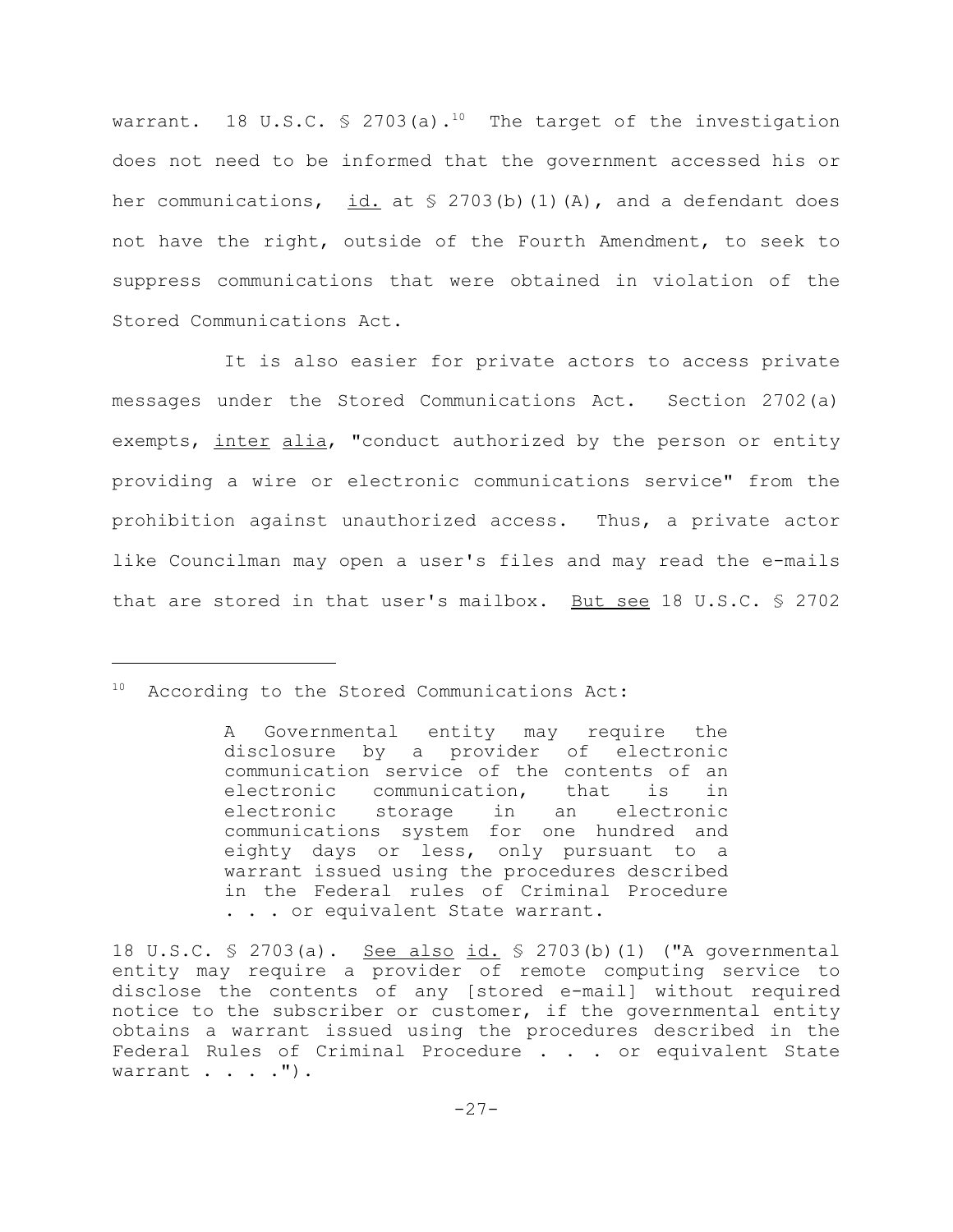warrant. 18 U.S.C. § 2703(a).[10] The target of the investigation does not need to be informed that the government accessed his or her communications, id. at § 2703(b)(1)(A), and a defendant does not have the right, outside of the Fourth Amendment, to seek to suppress communications that were obtained in violation of the Stored Communications Act.

It is also easier for private actors to access private messages under the Stored Communications Act. Section 2702(a) exempts, *inter alia*, "conduct authorized by the person or entity providing a wire or electronic communications service" from the prohibition against unauthorized access. Thus, a private actor like Councilman may open a user's files and may read the e-mails that are stored in that user's mailbox. *But see* 18 U.S.C. § 2702

---

[10] According to the Stored Communications Act:

> A Governmental entity may require the disclosure by a provider of electronic communication service of the contents of an electronic communication, that is in electronic storage in an electronic communications system for one hundred and eighty days or less, only pursuant to a warrant issued using the procedures described in the Federal rules of Criminal Procedure . . . or equivalent State warrant.

18 U.S.C. § 2703(a). *See also* id. § 2703(b)(1) ("A governmental entity may require a provider of remote computing service to disclose the contents of any [stored e-mail] without required notice to the subscriber or customer, if the governmental entity obtains a warrant issued using the procedures described in the Federal Rules of Criminal Procedure . . . or equivalent State warrant . . . .").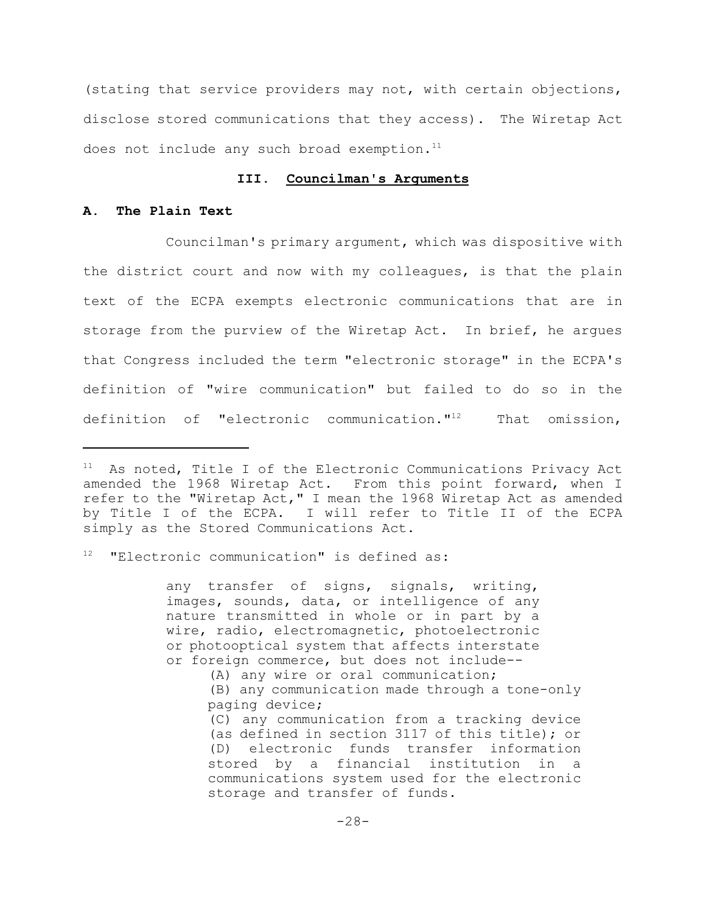(stating that service providers may not, with certain objections, disclose stored communications that they access). The Wiretap Act does not include any such broad exemption.[11]

## III. Councilman's Arguments

### A. The Plain Text

Councilman's primary argument, which was dispositive with the district court and now with my colleagues, is that the plain text of the ECPA exempts electronic communications that are in storage from the purview of the Wiretap Act. In brief, he argues that Congress included the term "electronic storage" in the ECPA's definition of "wire communication" but failed to do so in the definition of "electronic communication."[12] That omission,

---

[11] As noted, Title I of the Electronic Communications Privacy Act amended the 1968 Wiretap Act. From this point forward, when I refer to the "Wiretap Act," I mean the 1968 Wiretap Act as amended by Title I of the ECPA. I will refer to Title II of the ECPA simply as the Stored Communications Act.

[12] "Electronic communication" is defined as:

> any transfer of signs, signals, writing, images, sounds, data, or intelligence of any nature transmitted in whole or in part by a wire, radio, electromagnetic, photoelectronic or photooptical system that affects interstate or foreign commerce, but does not include--
>
> (A) any wire or oral communication;
>
> (B) any communication made through a tone-only paging device;
>
> (C) any communication from a tracking device (as defined in section 3117 of this title); or
>
> (D) electronic funds transfer information stored by a financial institution in a communications system used for the electronic storage and transfer of funds.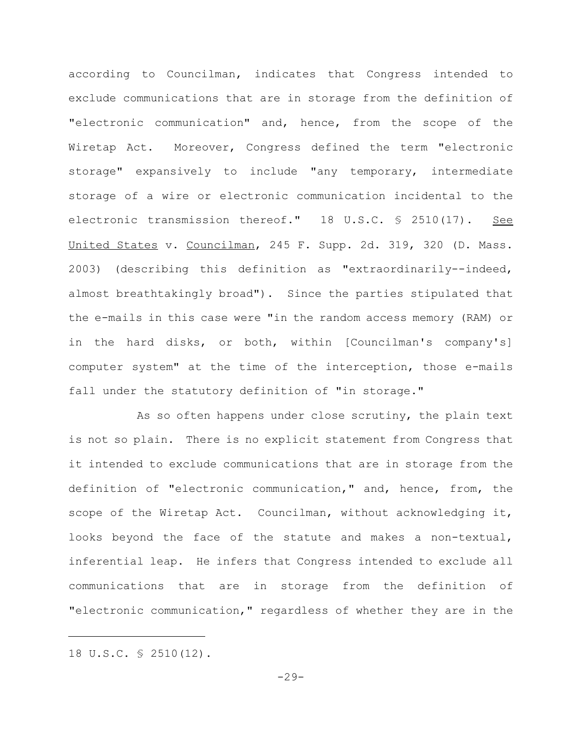according to Councilman, indicates that Congress intended to exclude communications that are in storage from the definition of "electronic communication" and, hence, from the scope of the Wiretap Act. Moreover, Congress defined the term "electronic storage" expansively to include "any temporary, intermediate storage of a wire or electronic communication incidental to the electronic transmission thereof." 18 U.S.C. § 2510(17). See United States v. Councilman, 245 F. Supp. 2d. 319, 320 (D. Mass. 2003) (describing this definition as "extraordinarily--indeed, almost breathtakingly broad"). Since the parties stipulated that the e-mails in this case were "in the random access memory (RAM) or in the hard disks, or both, within [Councilman's company's] computer system" at the time of the interception, those e-mails fall under the statutory definition of "in storage."

As so often happens under close scrutiny, the plain text is not so plain. There is no explicit statement from Congress that it intended to exclude communications that are in storage from the definition of "electronic communication," and, hence, from, the scope of the Wiretap Act. Councilman, without acknowledging it, looks beyond the face of the statute and makes a non-textual, inferential leap. He infers that Congress intended to exclude all communications that are in storage from the definition of "electronic communication," regardless of whether they are in the

---

18 U.S.C. § 2510(12).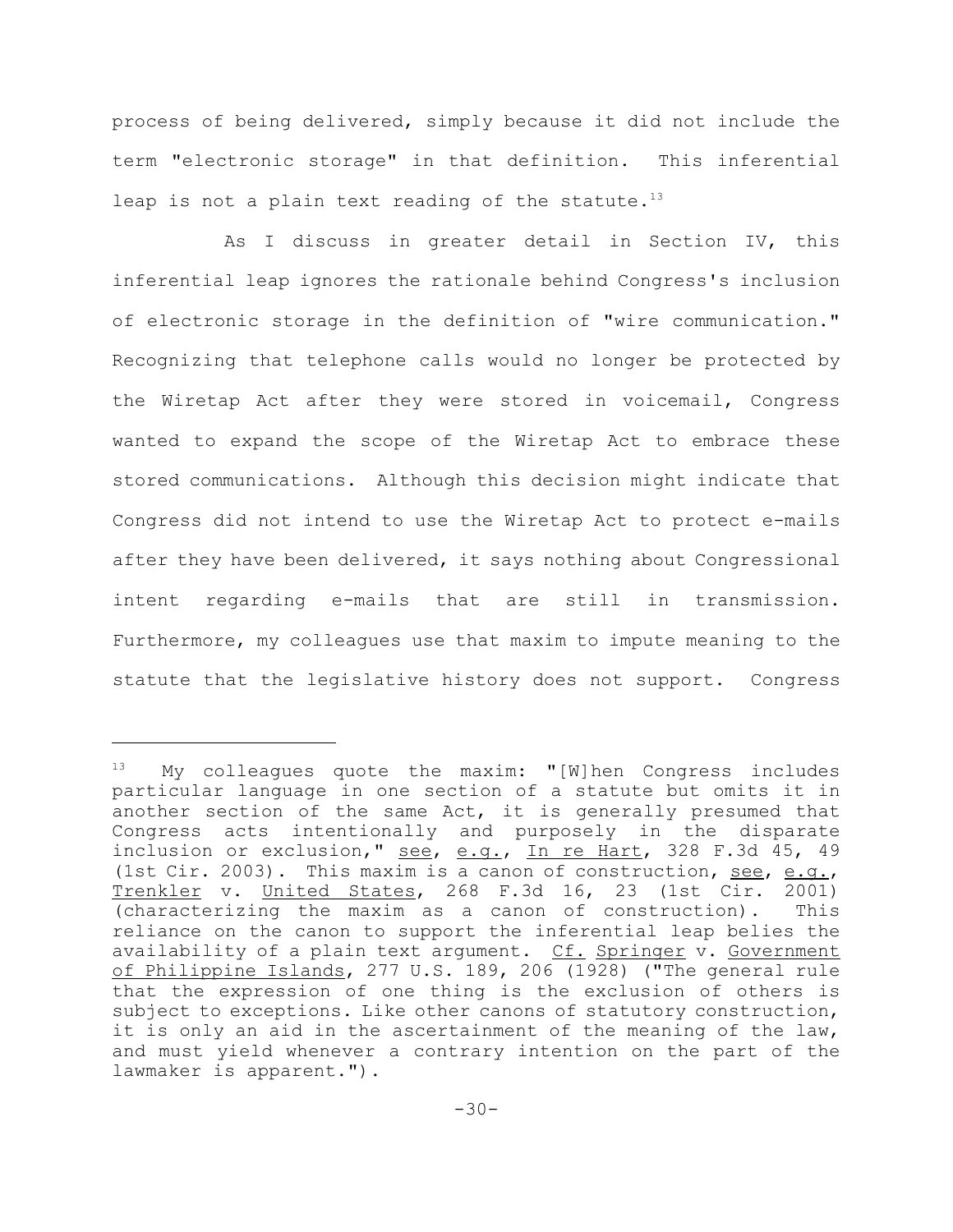process of being delivered, simply because it did not include the term "electronic storage" in that definition. This inferential leap is not a plain text reading of the statute.[13]

As I discuss in greater detail in Section IV, this inferential leap ignores the rationale behind Congress's inclusion of electronic storage in the definition of "wire communication." Recognizing that telephone calls would no longer be protected by the Wiretap Act after they were stored in voicemail, Congress wanted to expand the scope of the Wiretap Act to embrace these stored communications. Although this decision might indicate that Congress did not intend to use the Wiretap Act to protect e-mails after they have been delivered, it says nothing about Congressional intent regarding e-mails that are still in transmission. Furthermore, my colleagues use that maxim to impute meaning to the statute that the legislative history does not support. Congress

---

[13] My colleagues quote the maxim: "[W]hen Congress includes particular language in one section of a statute but omits it in another section of the same Act, it is generally presumed that Congress acts intentionally and purposely in the disparate inclusion or exclusion," see, e.g., In re Hart, 328 F.3d 45, 49 (1st Cir. 2003). This maxim is a canon of construction, see, e.g., Trenkler v. United States, 268 F.3d 16, 23 (1st Cir. 2001) (characterizing the maxim as a canon of construction). This reliance on the canon to support the inferential leap belies the availability of a plain text argument. Cf. Springer v. Government of Philippine Islands, 277 U.S. 189, 206 (1928) ("The general rule that the expression of one thing is the exclusion of others is subject to exceptions. Like other canons of statutory construction, it is only an aid in the ascertainment of the meaning of the law, and must yield whenever a contrary intention on the part of the lawmaker is apparent.").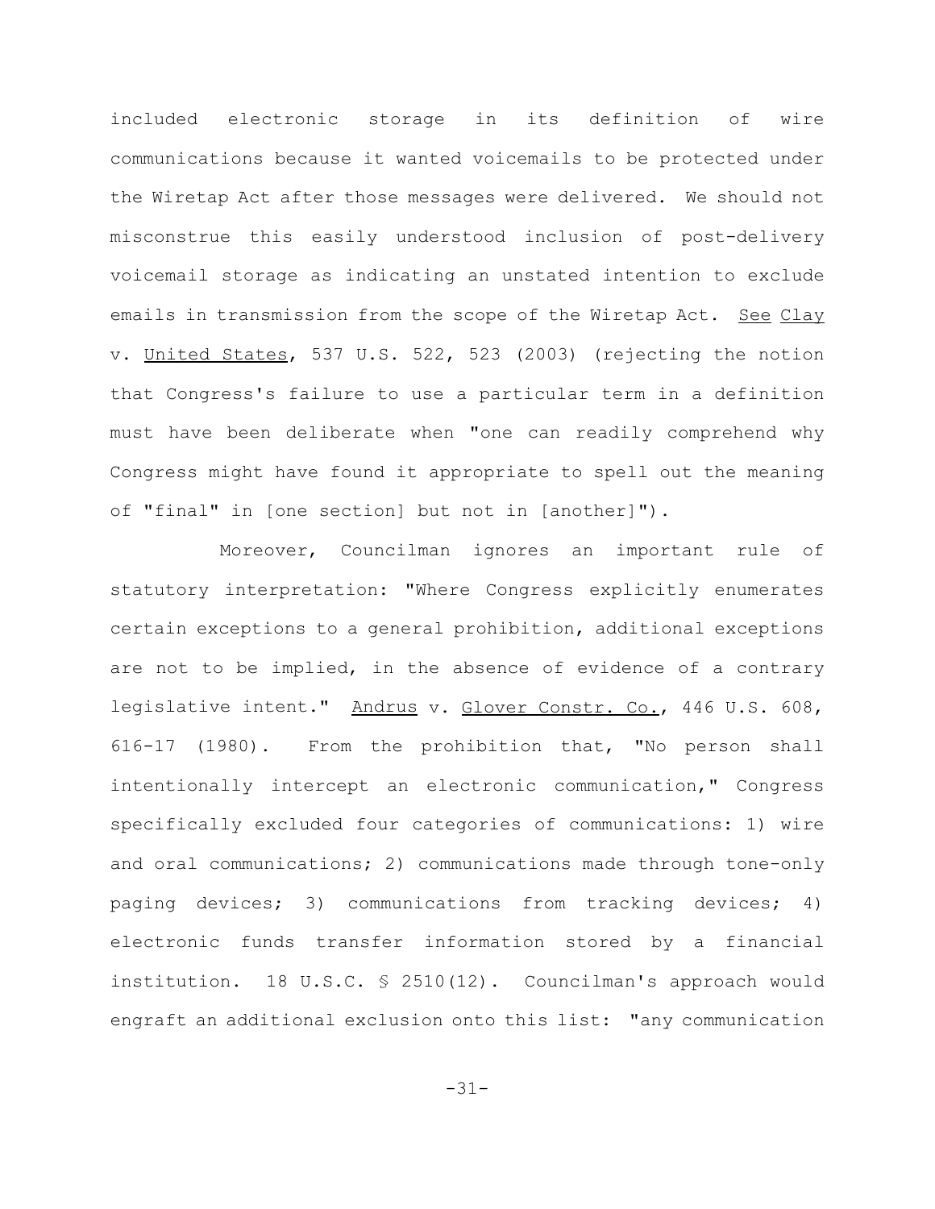included electronic storage in its definition of wire communications because it wanted voicemails to be protected under the Wiretap Act after those messages were delivered. We should not misconstrue this easily understood inclusion of post-delivery voicemail storage as indicating an unstated intention to exclude emails in transmission from the scope of the Wiretap Act. See Clay v. United States, 537 U.S. 522, 523 (2003) (rejecting the notion that Congress's failure to use a particular term in a definition must have been deliberate when "one can readily comprehend why Congress might have found it appropriate to spell out the meaning of "final" in [one section] but not in [another]").

Moreover, Councilman ignores an important rule of statutory interpretation: "Where Congress explicitly enumerates certain exceptions to a general prohibition, additional exceptions are not to be implied, in the absence of evidence of a contrary legislative intent." Andrus v. Glover Constr. Co., 446 U.S. 608, 616-17 (1980). From the prohibition that, "No person shall intentionally intercept an electronic communication," Congress specifically excluded four categories of communications: 1) wire and oral communications; 2) communications made through tone-only paging devices; 3) communications from tracking devices; 4) electronic funds transfer information stored by a financial institution. 18 U.S.C. § 2510(12). Councilman's approach would engraft an additional exclusion onto this list: "any communication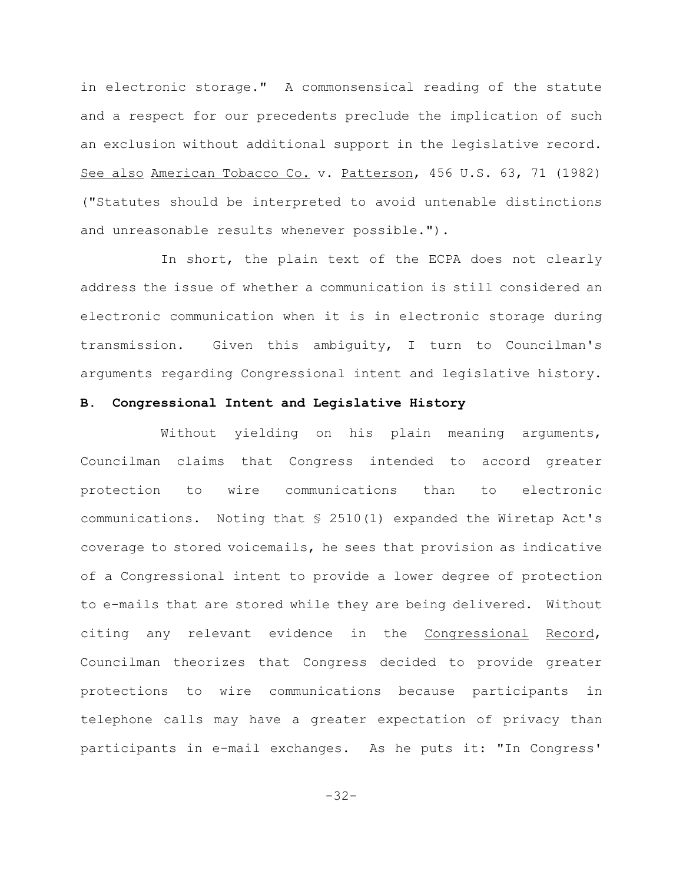in electronic storage." A commonsensical reading of the statute and a respect for our precedents preclude the implication of such an exclusion without additional support in the legislative record. See also American Tobacco Co. v. Patterson, 456 U.S. 63, 71 (1982) ("Statutes should be interpreted to avoid untenable distinctions and unreasonable results whenever possible.").

In short, the plain text of the ECPA does not clearly address the issue of whether a communication is still considered an electronic communication when it is in electronic storage during transmission. Given this ambiguity, I turn to Councilman's arguments regarding Congressional intent and legislative history.

**B. Congressional Intent and Legislative History**

Without yielding on his plain meaning arguments, Councilman claims that Congress intended to accord greater protection to wire communications than to electronic communications. Noting that § 2510(1) expanded the Wiretap Act's coverage to stored voicemails, he sees that provision as indicative of a Congressional intent to provide a lower degree of protection to e-mails that are stored while they are being delivered. Without citing any relevant evidence in the Congressional Record, Councilman theorizes that Congress decided to provide greater protections to wire communications because participants in telephone calls may have a greater expectation of privacy than participants in e-mail exchanges. As he puts it: "In Congress'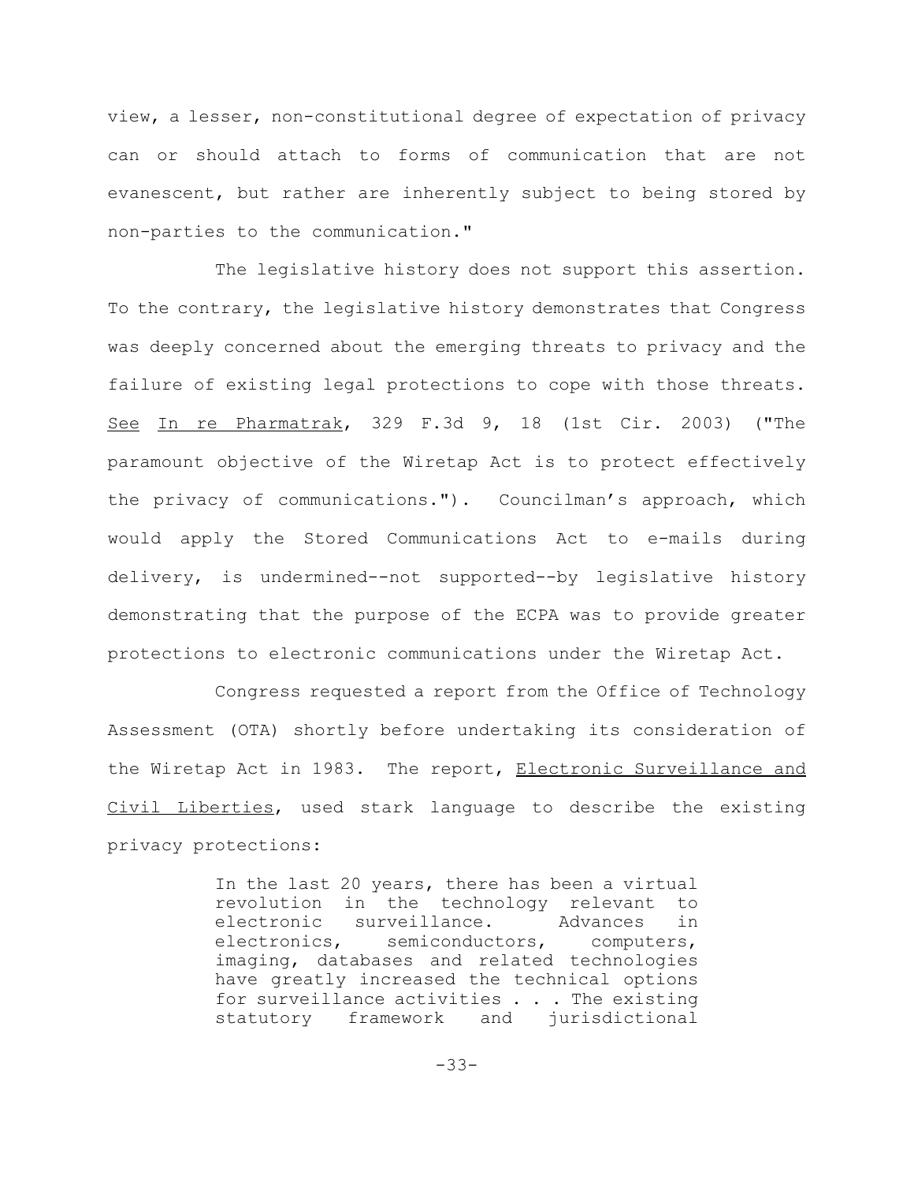view, a lesser, non-constitutional degree of expectation of privacy can or should attach to forms of communication that are not evanescent, but rather are inherently subject to being stored by non-parties to the communication."

The legislative history does not support this assertion. To the contrary, the legislative history demonstrates that Congress was deeply concerned about the emerging threats to privacy and the failure of existing legal protections to cope with those threats. See In re Pharmatrak, 329 F.3d 9, 18 (1st Cir. 2003) ("The paramount objective of the Wiretap Act is to protect effectively the privacy of communications."). Councilman's approach, which would apply the Stored Communications Act to e-mails during delivery, is undermined--not supported--by legislative history demonstrating that the purpose of the ECPA was to provide greater protections to electronic communications under the Wiretap Act.

Congress requested a report from the Office of Technology Assessment (OTA) shortly before undertaking its consideration of the Wiretap Act in 1983. The report, Electronic Surveillance and Civil Liberties, used stark language to describe the existing privacy protections:

> In the last 20 years, there has been a virtual revolution in the technology relevant to electronic surveillance. Advances in electronics, semiconductors, computers, imaging, databases and related technologies have greatly increased the technical options for surveillance activities . . . The existing statutory framework and jurisdictional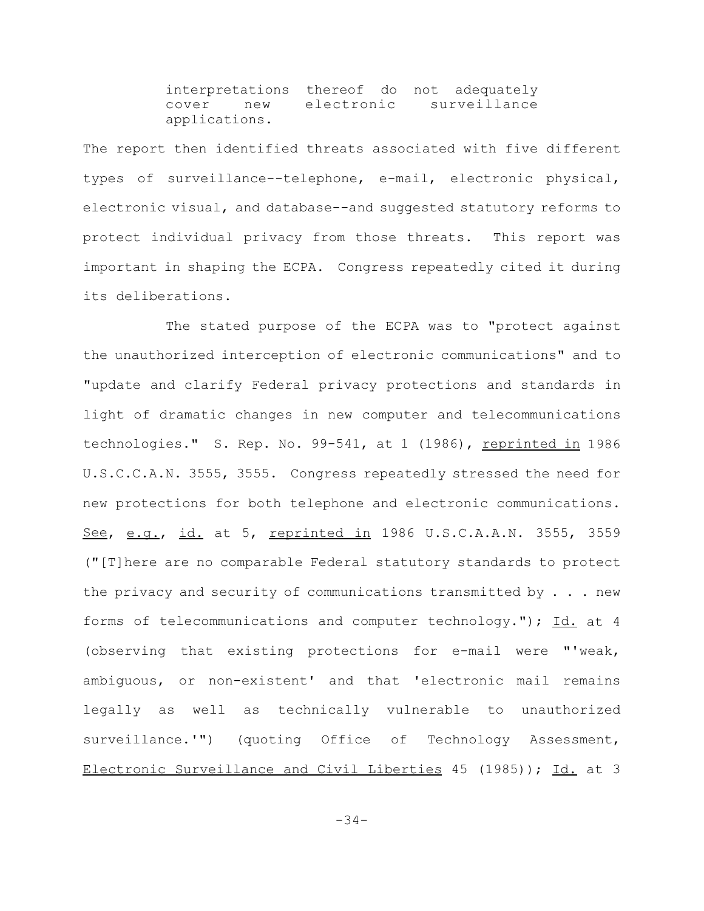> interpretations thereof do not adequately cover new electronic surveillance applications.

The report then identified threats associated with five different types of surveillance--telephone, e-mail, electronic physical, electronic visual, and database--and suggested statutory reforms to protect individual privacy from those threats. This report was important in shaping the ECPA. Congress repeatedly cited it during its deliberations.

The stated purpose of the ECPA was to "protect against the unauthorized interception of electronic communications" and to "update and clarify Federal privacy protections and standards in light of dramatic changes in new computer and telecommunications technologies." S. Rep. No. 99-541, at 1 (1986), reprinted in 1986 U.S.C.C.A.N. 3555, 3555. Congress repeatedly stressed the need for new protections for both telephone and electronic communications. See, e.g., id. at 5, reprinted in 1986 U.S.C.A.A.N. 3555, 3559 ("[T]here are no comparable Federal statutory standards to protect the privacy and security of communications transmitted by . . . new forms of telecommunications and computer technology."); Id. at 4 (observing that existing protections for e-mail were "'weak, ambiguous, or non-existent' and that 'electronic mail remains legally as well as technically vulnerable to unauthorized surveillance.'") (quoting Office of Technology Assessment, Electronic Surveillance and Civil Liberties 45 (1985)); Id. at 3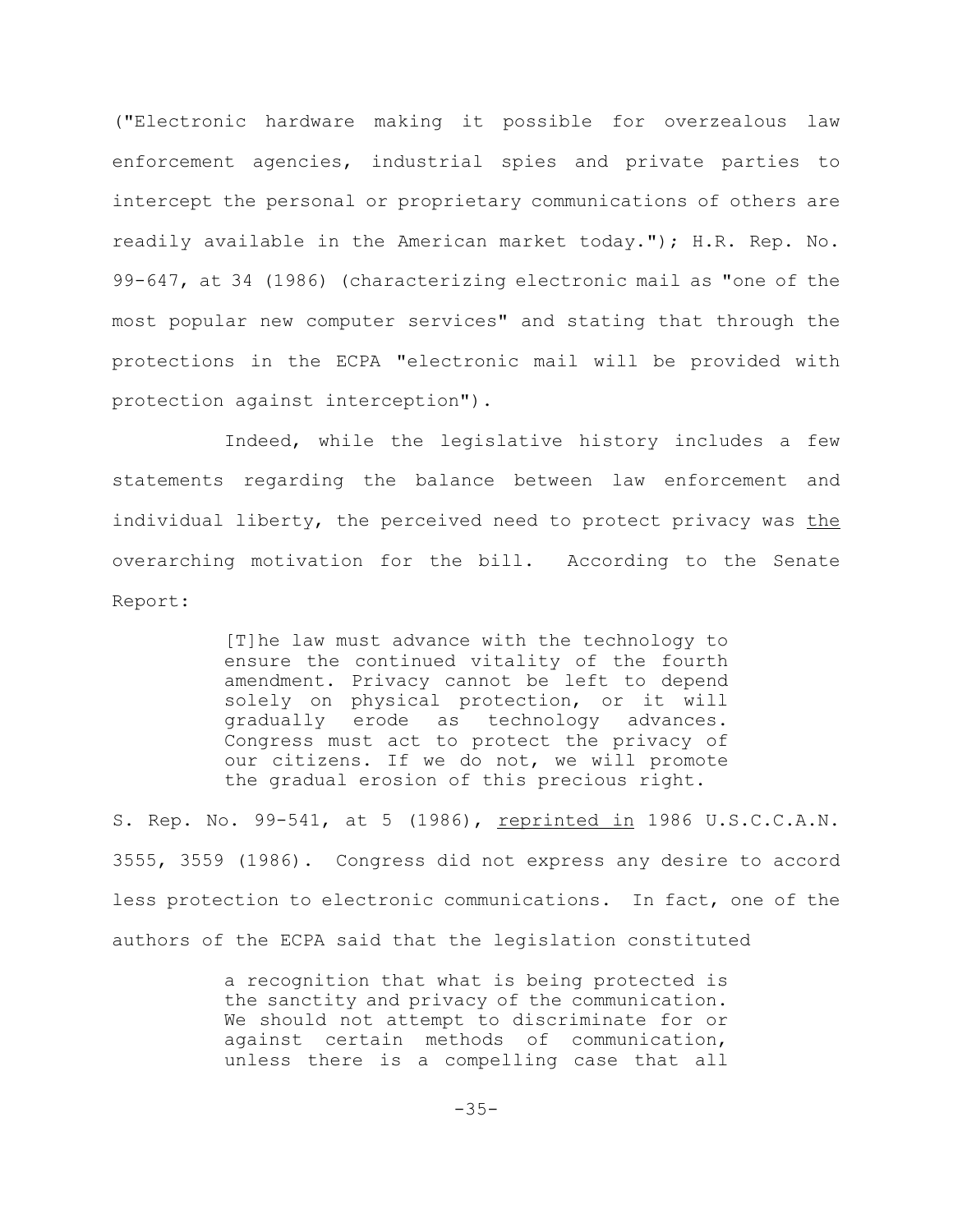("Electronic hardware making it possible for overzealous law enforcement agencies, industrial spies and private parties to intercept the personal or proprietary communications of others are readily available in the American market today."); H.R. Rep. No. 99-647, at 34 (1986) (characterizing electronic mail as "one of the most popular new computer services" and stating that through the protections in the ECPA "electronic mail will be provided with protection against interception").

Indeed, while the legislative history includes a few statements regarding the balance between law enforcement and individual liberty, the perceived need to protect privacy was _the_ overarching motivation for the bill. According to the Senate Report:

> [T]he law must advance with the technology to ensure the continued vitality of the fourth amendment. Privacy cannot be left to depend solely on physical protection, or it will gradually erode as technology advances. Congress must act to protect the privacy of our citizens. If we do not, we will promote the gradual erosion of this precious right.

S. Rep. No. 99-541, at 5 (1986), _reprinted in_ 1986 U.S.C.C.A.N. 3555, 3559 (1986). Congress did not express any desire to accord less protection to electronic communications. In fact, one of the authors of the ECPA said that the legislation constituted

> a recognition that what is being protected is the sanctity and privacy of the communication. We should not attempt to discriminate for or against certain methods of communication, unless there is a compelling case that all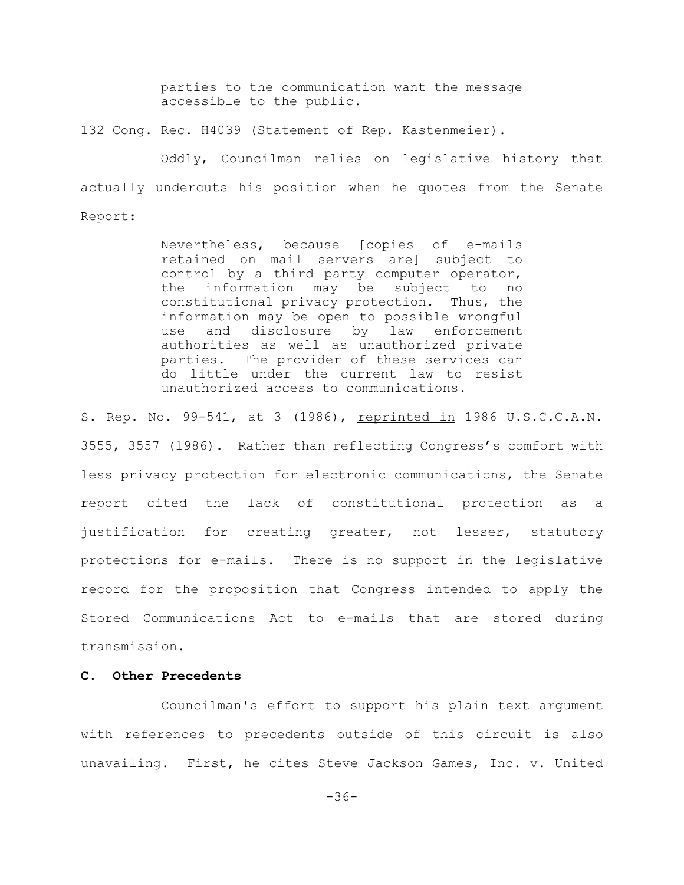> parties to the communication want the message accessible to the public.

132 Cong. Rec. H4039 (Statement of Rep. Kastenmeier).

Oddly, Councilman relies on legislative history that actually undercuts his position when he quotes from the Senate Report:

> Nevertheless, because [copies of e-mails retained on mail servers are] subject to control by a third party computer operator, the information may be subject to no constitutional privacy protection. Thus, the information may be open to possible wrongful use and disclosure by law enforcement authorities as well as unauthorized private parties. The provider of these services can do little under the current law to resist unauthorized access to communications.

S. Rep. No. 99-541, at 3 (1986), reprinted in 1986 U.S.C.C.A.N. 3555, 3557 (1986). Rather than reflecting Congress's comfort with less privacy protection for electronic communications, the Senate report cited the lack of constitutional protection as a justification for creating greater, not lesser, statutory protections for e-mails. There is no support in the legislative record for the proposition that Congress intended to apply the Stored Communications Act to e-mails that are stored during transmission.

**C. Other Precedents**

Councilman's effort to support his plain text argument with references to precedents outside of this circuit is also unavailing. First, he cites Steve Jackson Games, Inc. v. United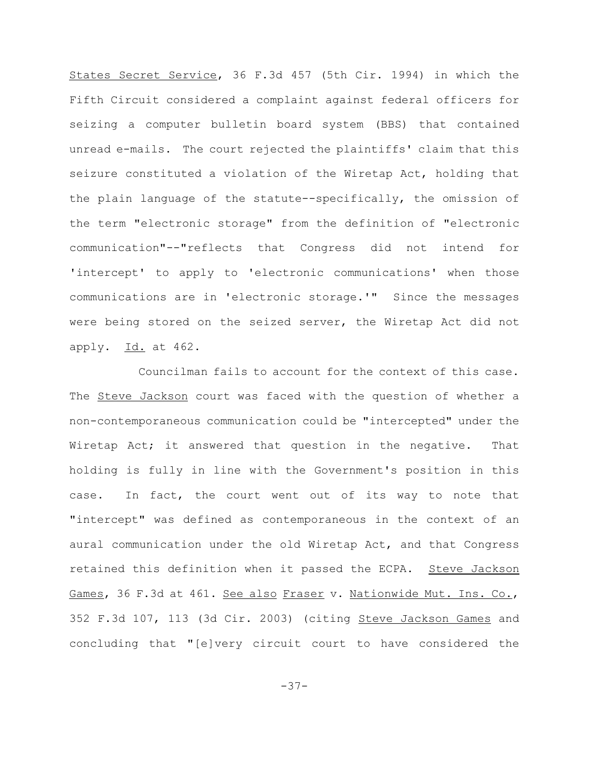States Secret Service, 36 F.3d 457 (5th Cir. 1994) in which the Fifth Circuit considered a complaint against federal officers for seizing a computer bulletin board system (BBS) that contained unread e-mails. The court rejected the plaintiffs' claim that this seizure constituted a violation of the Wiretap Act, holding that the plain language of the statute--specifically, the omission of the term "electronic storage" from the definition of "electronic communication"--"reflects that Congress did not intend for 'intercept' to apply to 'electronic communications' when those communications are in 'electronic storage.'" Since the messages were being stored on the seized server, the Wiretap Act did not apply. Id. at 462.

Councilman fails to account for the context of this case. The Steve Jackson court was faced with the question of whether a non-contemporaneous communication could be "intercepted" under the Wiretap Act; it answered that question in the negative. That holding is fully in line with the Government's position in this case. In fact, the court went out of its way to note that "intercept" was defined as contemporaneous in the context of an aural communication under the old Wiretap Act, and that Congress retained this definition when it passed the ECPA. Steve Jackson Games, 36 F.3d at 461. See also Fraser v. Nationwide Mut. Ins. Co., 352 F.3d 107, 113 (3d Cir. 2003) (citing Steve Jackson Games and concluding that "[e]very circuit court to have considered the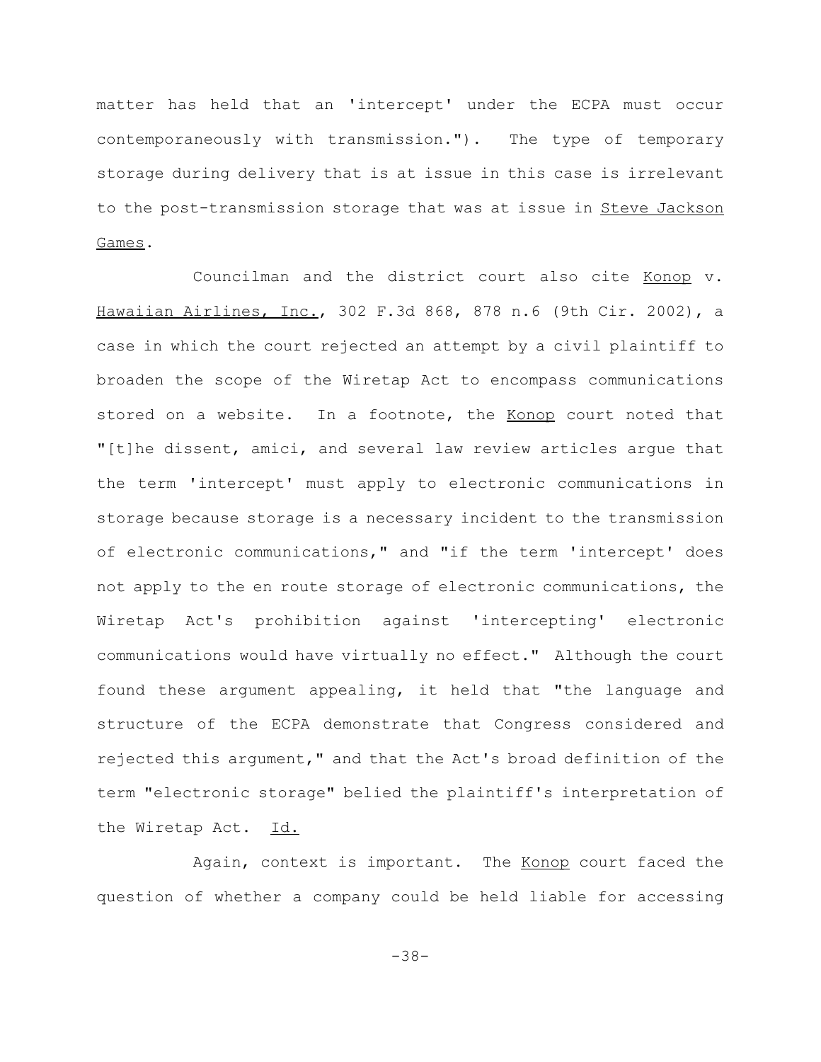matter has held that an 'intercept' under the ECPA must occur contemporaneously with transmission."). The type of temporary storage during delivery that is at issue in this case is irrelevant to the post-transmission storage that was at issue in Steve Jackson Games.

Councilman and the district court also cite Konop v. Hawaiian Airlines, Inc., 302 F.3d 868, 878 n.6 (9th Cir. 2002), a case in which the court rejected an attempt by a civil plaintiff to broaden the scope of the Wiretap Act to encompass communications stored on a website. In a footnote, the Konop court noted that "[t]he dissent, amici, and several law review articles argue that the term 'intercept' must apply to electronic communications in storage because storage is a necessary incident to the transmission of electronic communications," and "if the term 'intercept' does not apply to the en route storage of electronic communications, the Wiretap Act's prohibition against 'intercepting' electronic communications would have virtually no effect." Although the court found these argument appealing, it held that "the language and structure of the ECPA demonstrate that Congress considered and rejected this argument," and that the Act's broad definition of the term "electronic storage" belied the plaintiff's interpretation of the Wiretap Act. Id.

Again, context is important. The Konop court faced the question of whether a company could be held liable for accessing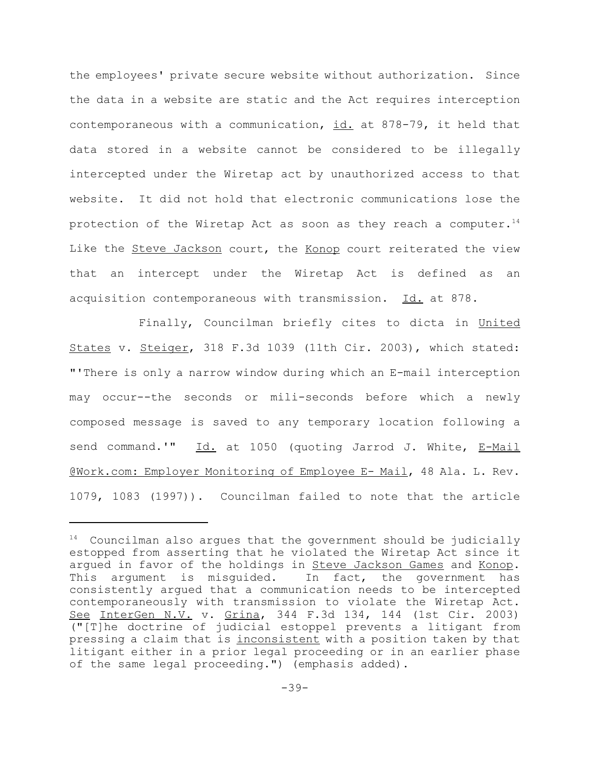the employees' private secure website without authorization. Since the data in a website are static and the Act requires interception contemporaneous with a communication, id. at 878-79, it held that data stored in a website cannot be considered to be illegally intercepted under the Wiretap act by unauthorized access to that website. It did not hold that electronic communications lose the protection of the Wiretap Act as soon as they reach a computer.[14] Like the Steve Jackson court, the Konop court reiterated the view that an intercept under the Wiretap Act is defined as an acquisition contemporaneous with transmission. Id. at 878.

Finally, Councilman briefly cites to dicta in United States v. Steiger, 318 F.3d 1039 (11th Cir. 2003), which stated: "'There is only a narrow window during which an E-mail interception may occur--the seconds or mili-seconds before which a newly composed message is saved to any temporary location following a send command.'" Id. at 1050 (quoting Jarrod J. White, E-Mail @Work.com: Employer Monitoring of Employee E- Mail, 48 Ala. L. Rev. 1079, 1083 (1997)). Councilman failed to note that the article

---

[14] Councilman also argues that the government should be judicially estopped from asserting that he violated the Wiretap Act since it argued in favor of the holdings in Steve Jackson Games and Konop. This argument is misguided. In fact, the government has consistently argued that a communication needs to be intercepted contemporaneously with transmission to violate the Wiretap Act. See InterGen N.V. v. Grina, 344 F.3d 134, 144 (1st Cir. 2003) ("[T]he doctrine of judicial estoppel prevents a litigant from pressing a claim that is inconsistent with a position taken by that litigant either in a prior legal proceeding or in an earlier phase of the same legal proceeding.") (emphasis added).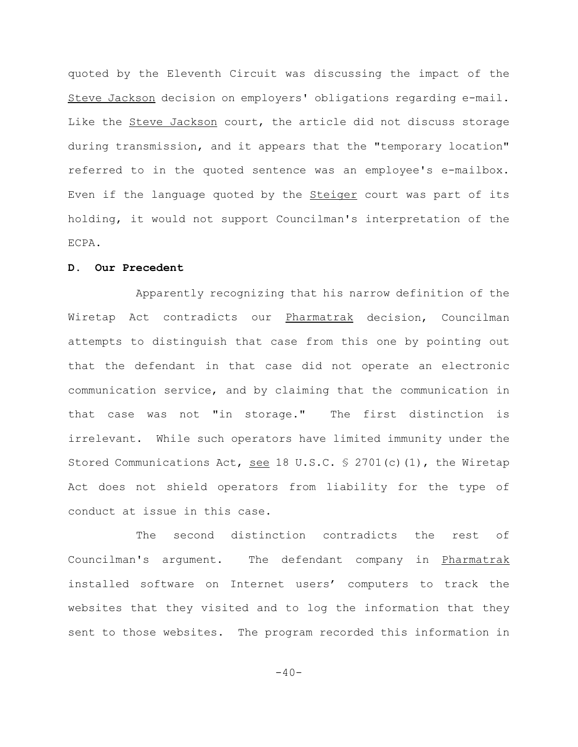quoted by the Eleventh Circuit was discussing the impact of the Steve Jackson decision on employers' obligations regarding e-mail. Like the Steve Jackson court, the article did not discuss storage during transmission, and it appears that the "temporary location" referred to in the quoted sentence was an employee's e-mailbox. Even if the language quoted by the Steiger court was part of its holding, it would not support Councilman's interpretation of the ECPA.

**D. Our Precedent**

Apparently recognizing that his narrow definition of the Wiretap Act contradicts our Pharmatrak decision, Councilman attempts to distinguish that case from this one by pointing out that the defendant in that case did not operate an electronic communication service, and by claiming that the communication in that case was not "in storage." The first distinction is irrelevant. While such operators have limited immunity under the Stored Communications Act, see 18 U.S.C. § 2701(c)(1), the Wiretap Act does not shield operators from liability for the type of conduct at issue in this case.

The second distinction contradicts the rest of Councilman's argument. The defendant company in Pharmatrak installed software on Internet users' computers to track the websites that they visited and to log the information that they sent to those websites. The program recorded this information in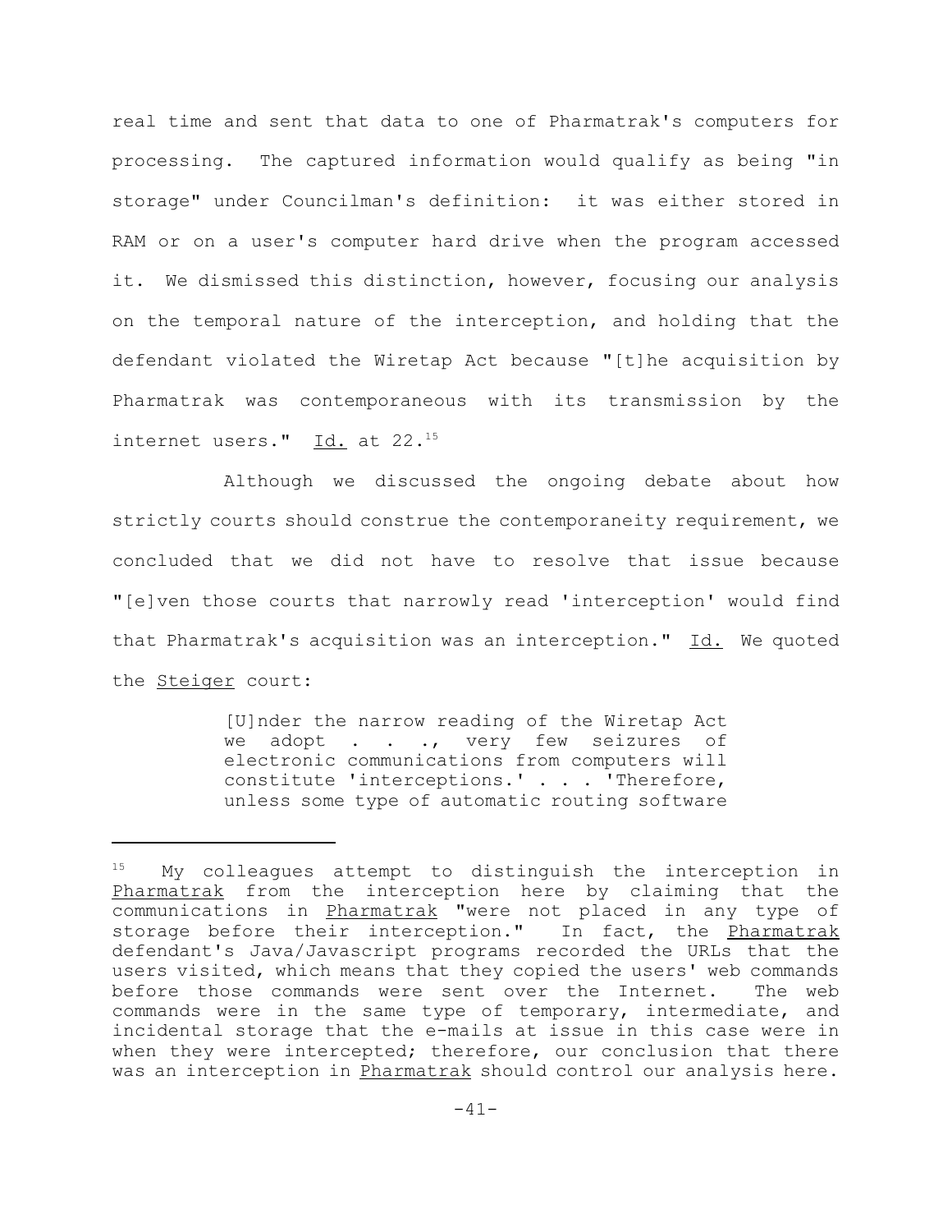real time and sent that data to one of Pharmatrak's computers for processing. The captured information would qualify as being "in storage" under Councilman's definition: it was either stored in RAM or on a user's computer hard drive when the program accessed it. We dismissed this distinction, however, focusing our analysis on the temporal nature of the interception, and holding that the defendant violated the Wiretap Act because "[t]he acquisition by Pharmatrak was contemporaneous with its transmission by the internet users." Id. at 22.[15]

Although we discussed the ongoing debate about how strictly courts should construe the contemporaneity requirement, we concluded that we did not have to resolve that issue because "[e]ven those courts that narrowly read 'interception' would find that Pharmatrak's acquisition was an interception." Id. We quoted the Steiger court:

> [U]nder the narrow reading of the Wiretap Act we adopt . . ., very few seizures of electronic communications from computers will constitute 'interceptions.' . . . 'Therefore, unless some type of automatic routing software

---

[15] My colleagues attempt to distinguish the interception in Pharmatrak from the interception here by claiming that the communications in Pharmatrak "were not placed in any type of storage before their interception." In fact, the Pharmatrak defendant's Java/Javascript programs recorded the URLs that the users visited, which means that they copied the users' web commands before those commands were sent over the Internet. The web commands were in the same type of temporary, intermediate, and incidental storage that the e-mails at issue in this case were in when they were intercepted; therefore, our conclusion that there was an interception in Pharmatrak should control our analysis here.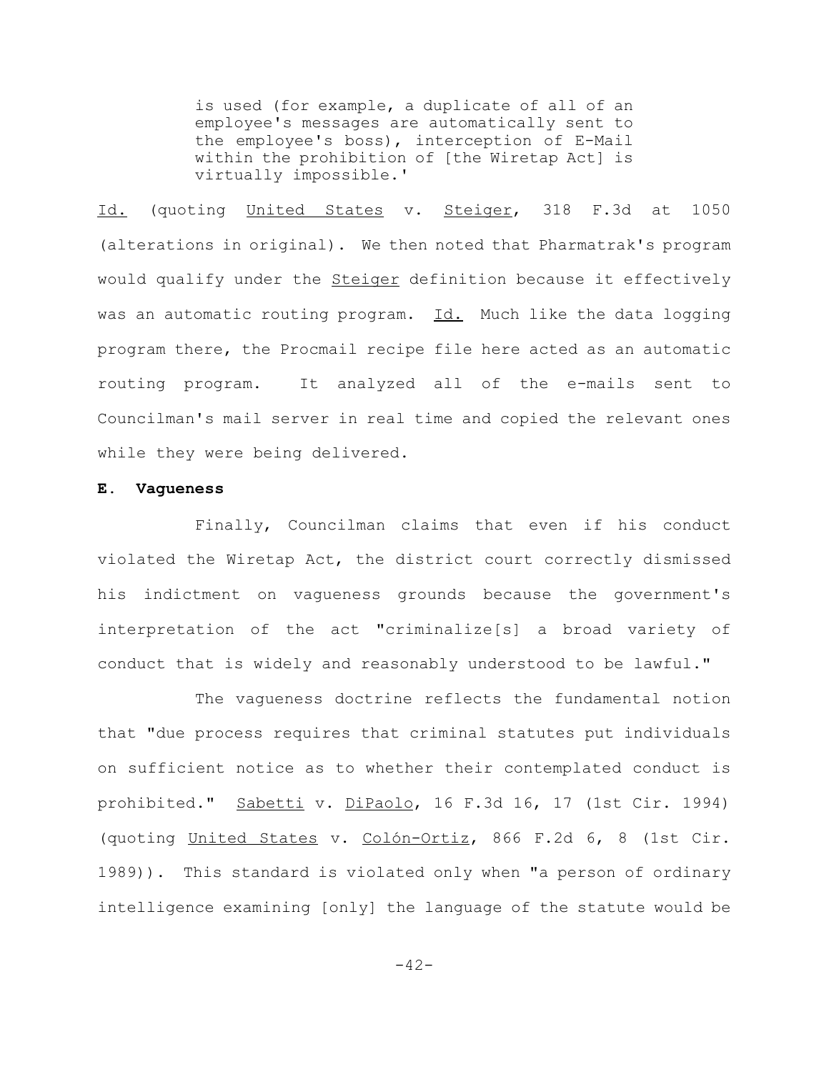> is used (for example, a duplicate of all of an employee's messages are automatically sent to the employee's boss), interception of E-Mail within the prohibition of [the Wiretap Act] is virtually impossible.'

Id. (quoting United States v. Steiger, 318 F.3d at 1050 (alterations in original). We then noted that Pharmatrak's program would qualify under the Steiger definition because it effectively was an automatic routing program. Id. Much like the data logging program there, the Procmail recipe file here acted as an automatic routing program. It analyzed all of the e-mails sent to Councilman's mail server in real time and copied the relevant ones while they were being delivered.

**E. Vagueness**

Finally, Councilman claims that even if his conduct violated the Wiretap Act, the district court correctly dismissed his indictment on vagueness grounds because the government's interpretation of the act "criminalize[s] a broad variety of conduct that is widely and reasonably understood to be lawful."

The vagueness doctrine reflects the fundamental notion that "due process requires that criminal statutes put individuals on sufficient notice as to whether their contemplated conduct is prohibited." Sabetti v. DiPaolo, 16 F.3d 16, 17 (1st Cir. 1994) (quoting United States v. Colón-Ortiz, 866 F.2d 6, 8 (1st Cir. 1989)). This standard is violated only when "a person of ordinary intelligence examining [only] the language of the statute would be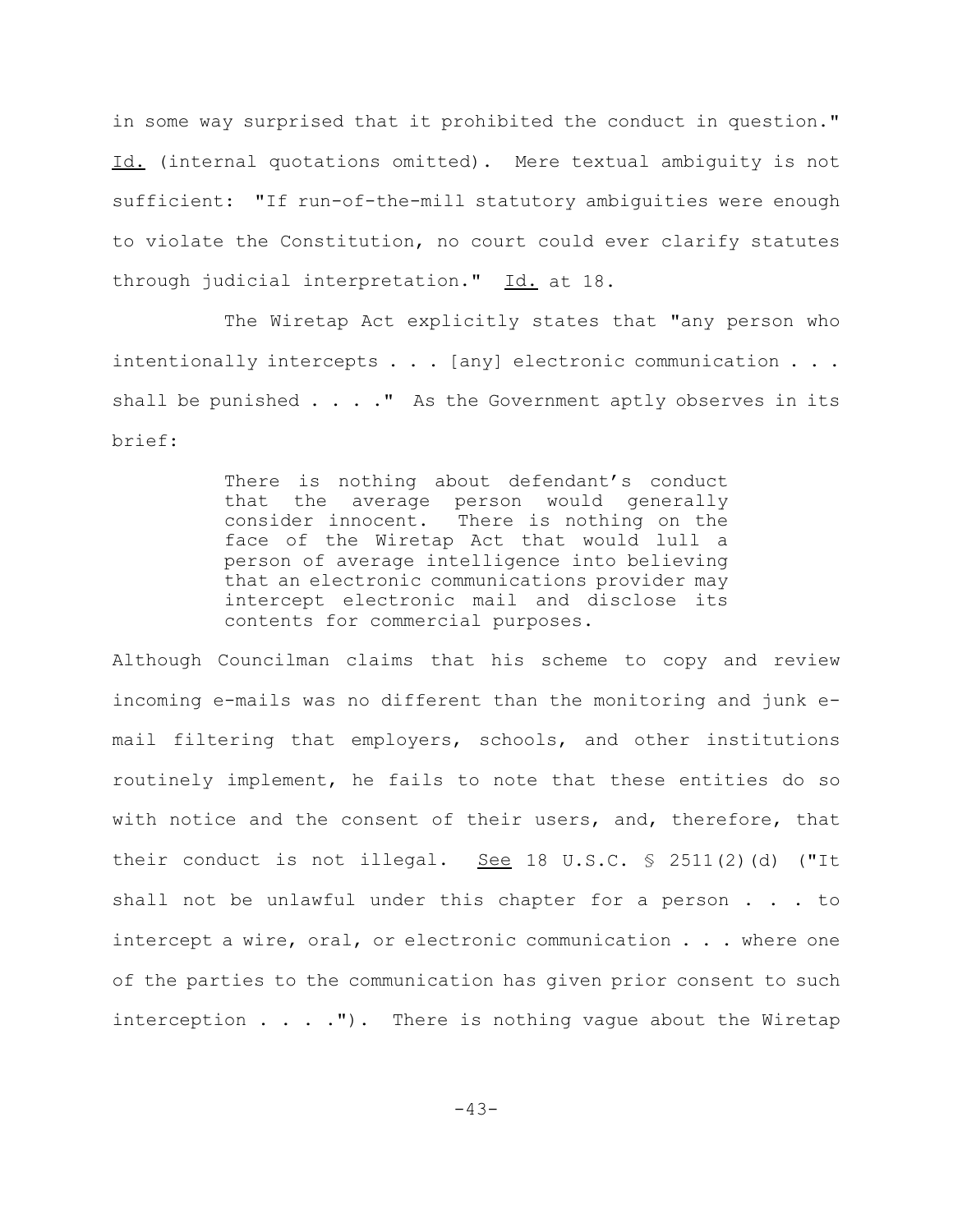in some way surprised that it prohibited the conduct in question." Id. (internal quotations omitted). Mere textual ambiguity is not sufficient: "If run-of-the-mill statutory ambiguities were enough to violate the Constitution, no court could ever clarify statutes through judicial interpretation." Id. at 18.

The Wiretap Act explicitly states that "any person who intentionally intercepts . . . [any] electronic communication . . . shall be punished . . . ." As the Government aptly observes in its brief:

> There is nothing about defendant's conduct that the average person would generally consider innocent. There is nothing on the face of the Wiretap Act that would lull a person of average intelligence into believing that an electronic communications provider may intercept electronic mail and disclose its contents for commercial purposes.

Although Councilman claims that his scheme to copy and review incoming e-mails was no different than the monitoring and junk e-mail filtering that employers, schools, and other institutions routinely implement, he fails to note that these entities do so with notice and the consent of their users, and, therefore, that their conduct is not illegal. See 18 U.S.C. § 2511(2)(d) ("It shall not be unlawful under this chapter for a person . . . to intercept a wire, oral, or electronic communication . . . where one of the parties to the communication has given prior consent to such interception . . . ."). There is nothing vague about the Wiretap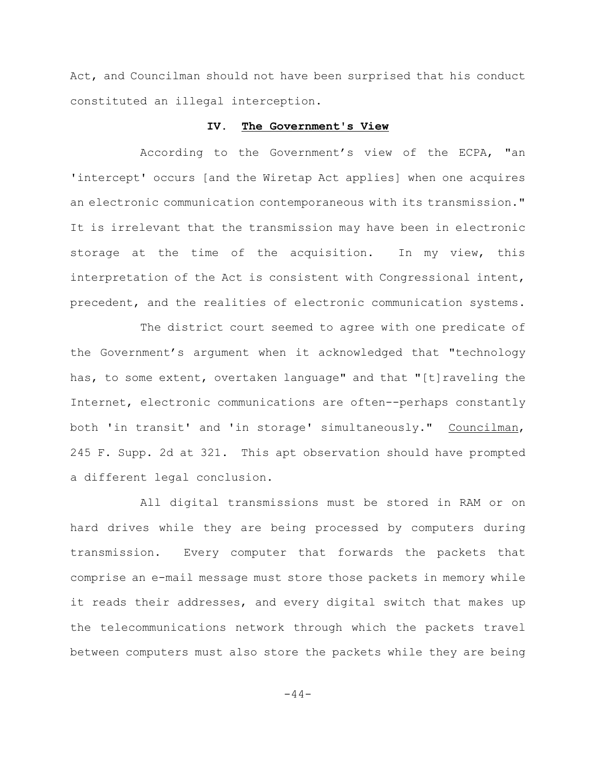Act, and Councilman should not have been surprised that his conduct constituted an illegal interception.

### IV. **The Government's View**

According to the Government's view of the ECPA, "an 'intercept' occurs [and the Wiretap Act applies] when one acquires an electronic communication contemporaneous with its transmission." It is irrelevant that the transmission may have been in electronic storage at the time of the acquisition. In my view, this interpretation of the Act is consistent with Congressional intent, precedent, and the realities of electronic communication systems.

The district court seemed to agree with one predicate of the Government's argument when it acknowledged that "technology has, to some extent, overtaken language" and that "[t]raveling the Internet, electronic communications are often--perhaps constantly both 'in transit' and 'in storage' simultaneously." Councilman, 245 F. Supp. 2d at 321. This apt observation should have prompted a different legal conclusion.

All digital transmissions must be stored in RAM or on hard drives while they are being processed by computers during transmission. Every computer that forwards the packets that comprise an e-mail message must store those packets in memory while it reads their addresses, and every digital switch that makes up the telecommunications network through which the packets travel between computers must also store the packets while they are being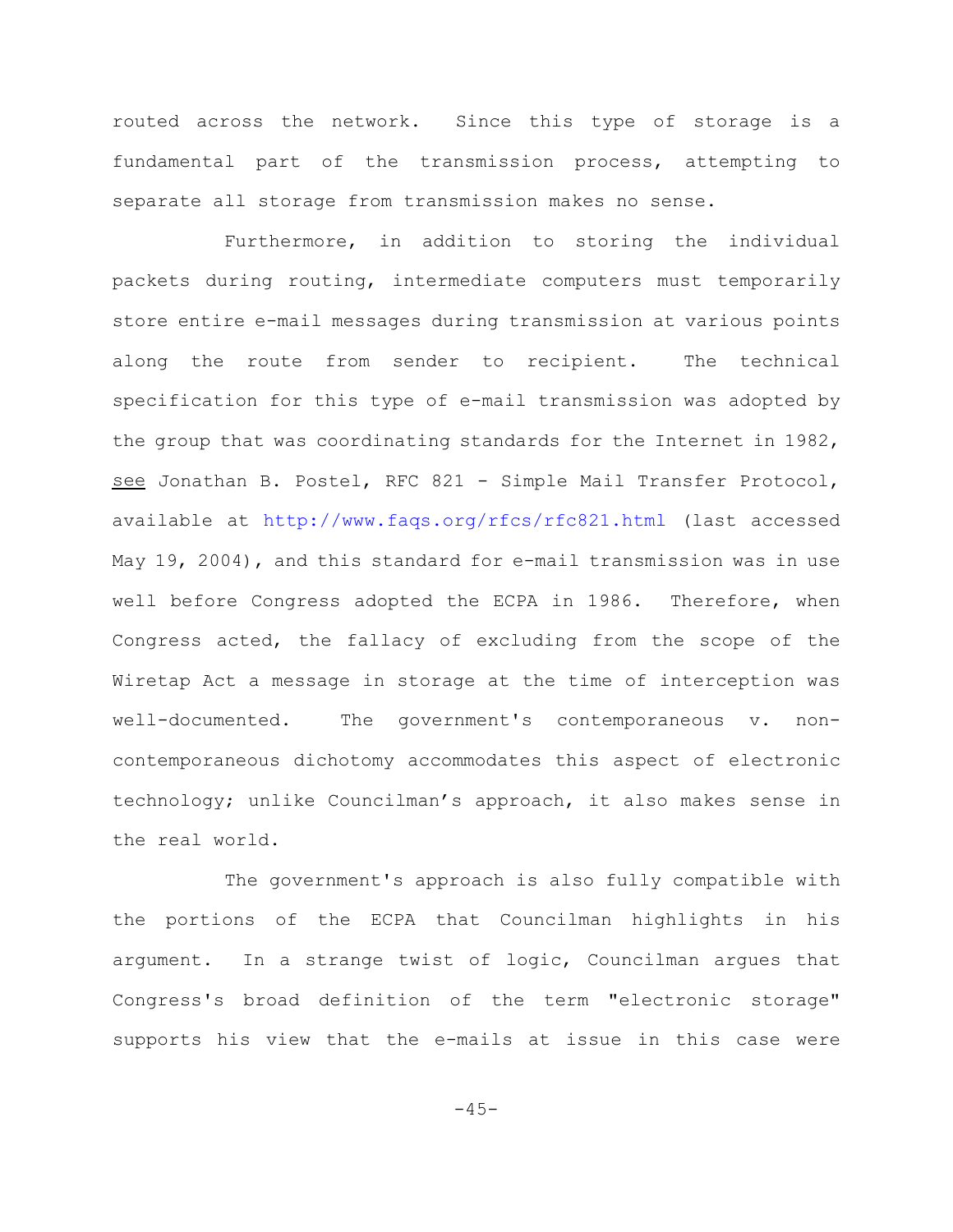routed across the network. Since this type of storage is a fundamental part of the transmission process, attempting to separate all storage from transmission makes no sense.

Furthermore, in addition to storing the individual packets during routing, intermediate computers must temporarily store entire e-mail messages during transmission at various points along the route from sender to recipient. The technical specification for this type of e-mail transmission was adopted by the group that was coordinating standards for the Internet in 1982, see Jonathan B. Postel, RFC 821 - Simple Mail Transfer Protocol, available at http://www.faqs.org/rfcs/rfc821.html (last accessed May 19, 2004), and this standard for e-mail transmission was in use well before Congress adopted the ECPA in 1986. Therefore, when Congress acted, the fallacy of excluding from the scope of the Wiretap Act a message in storage at the time of interception was well-documented. The government's contemporaneous v. non-contemporaneous dichotomy accommodates this aspect of electronic technology; unlike Councilman's approach, it also makes sense in the real world.

The government's approach is also fully compatible with the portions of the ECPA that Councilman highlights in his argument. In a strange twist of logic, Councilman argues that Congress's broad definition of the term "electronic storage" supports his view that the e-mails at issue in this case were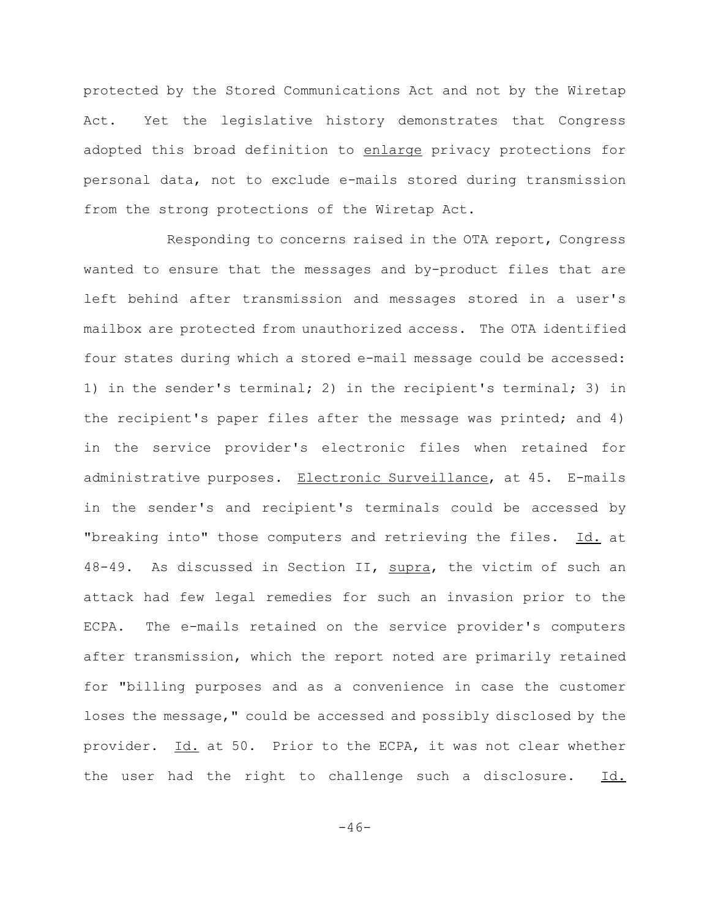protected by the Stored Communications Act and not by the Wiretap Act. Yet the legislative history demonstrates that Congress adopted this broad definition to <u>enlarge</u> privacy protections for personal data, not to exclude e-mails stored during transmission from the strong protections of the Wiretap Act.

Responding to concerns raised in the OTA report, Congress wanted to ensure that the messages and by-product files that are left behind after transmission and messages stored in a user's mailbox are protected from unauthorized access. The OTA identified four states during which a stored e-mail message could be accessed: 1) in the sender's terminal; 2) in the recipient's terminal; 3) in the recipient's paper files after the message was printed; and 4) in the service provider's electronic files when retained for administrative purposes. <u>Electronic Surveillance</u>, at 45. E-mails in the sender's and recipient's terminals could be accessed by "breaking into" those computers and retrieving the files. <u>Id.</u> at 48-49. As discussed in Section II, <u>supra</u>, the victim of such an attack had few legal remedies for such an invasion prior to the ECPA. The e-mails retained on the service provider's computers after transmission, which the report noted are primarily retained for "billing purposes and as a convenience in case the customer loses the message," could be accessed and possibly disclosed by the provider. <u>Id.</u> at 50. Prior to the ECPA, it was not clear whether the user had the right to challenge such a disclosure. <u>Id.</u>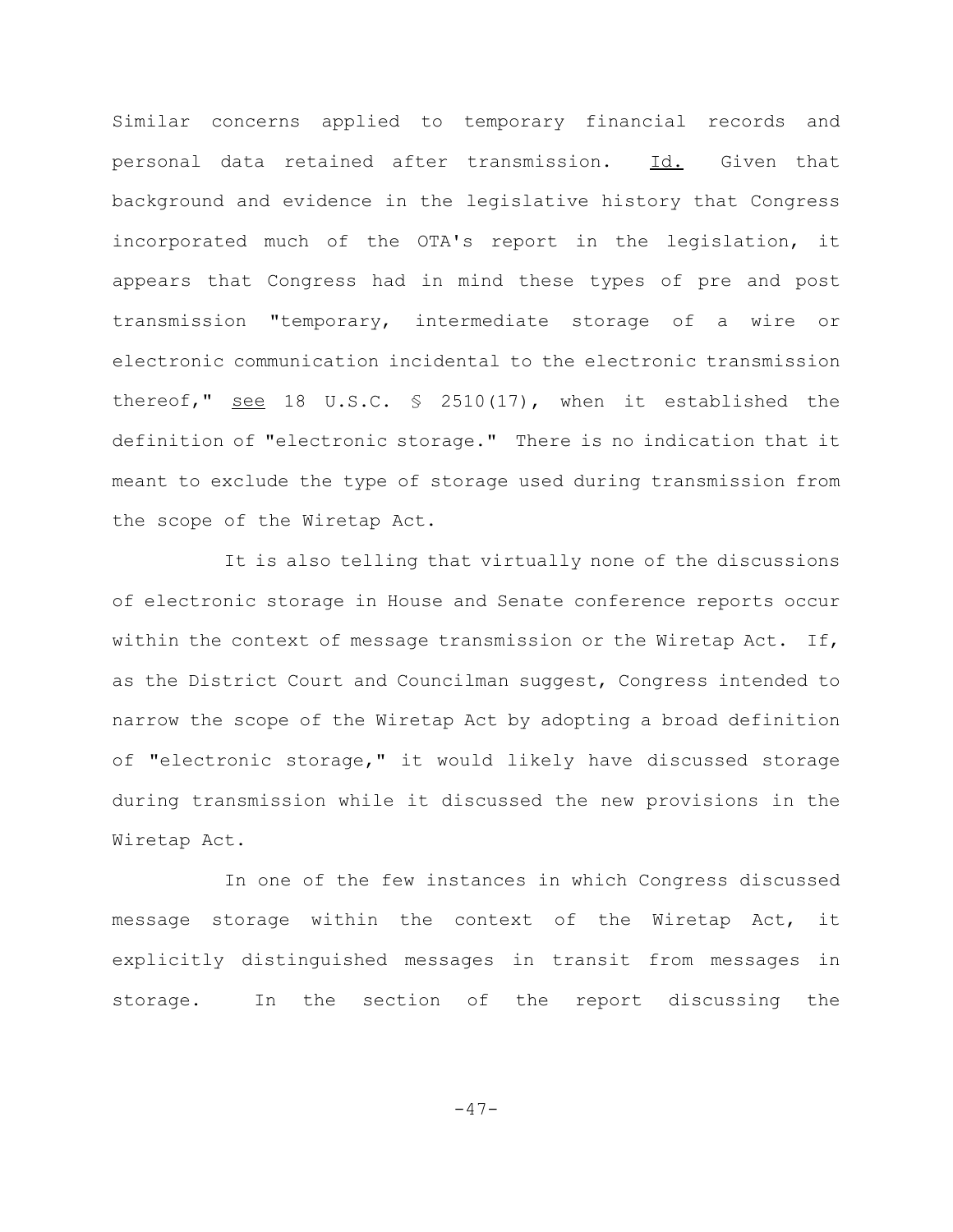Similar concerns applied to temporary financial records and personal data retained after transmission. Id. Given that background and evidence in the legislative history that Congress incorporated much of the OTA's report in the legislation, it appears that Congress had in mind these types of pre and post transmission "temporary, intermediate storage of a wire or electronic communication incidental to the electronic transmission thereof," see 18 U.S.C. § 2510(17), when it established the definition of "electronic storage." There is no indication that it meant to exclude the type of storage used during transmission from the scope of the Wiretap Act.

It is also telling that virtually none of the discussions of electronic storage in House and Senate conference reports occur within the context of message transmission or the Wiretap Act. If, as the District Court and Councilman suggest, Congress intended to narrow the scope of the Wiretap Act by adopting a broad definition of "electronic storage," it would likely have discussed storage during transmission while it discussed the new provisions in the Wiretap Act.

In one of the few instances in which Congress discussed message storage within the context of the Wiretap Act, it explicitly distinguished messages in transit from messages in storage. In the section of the report discussing the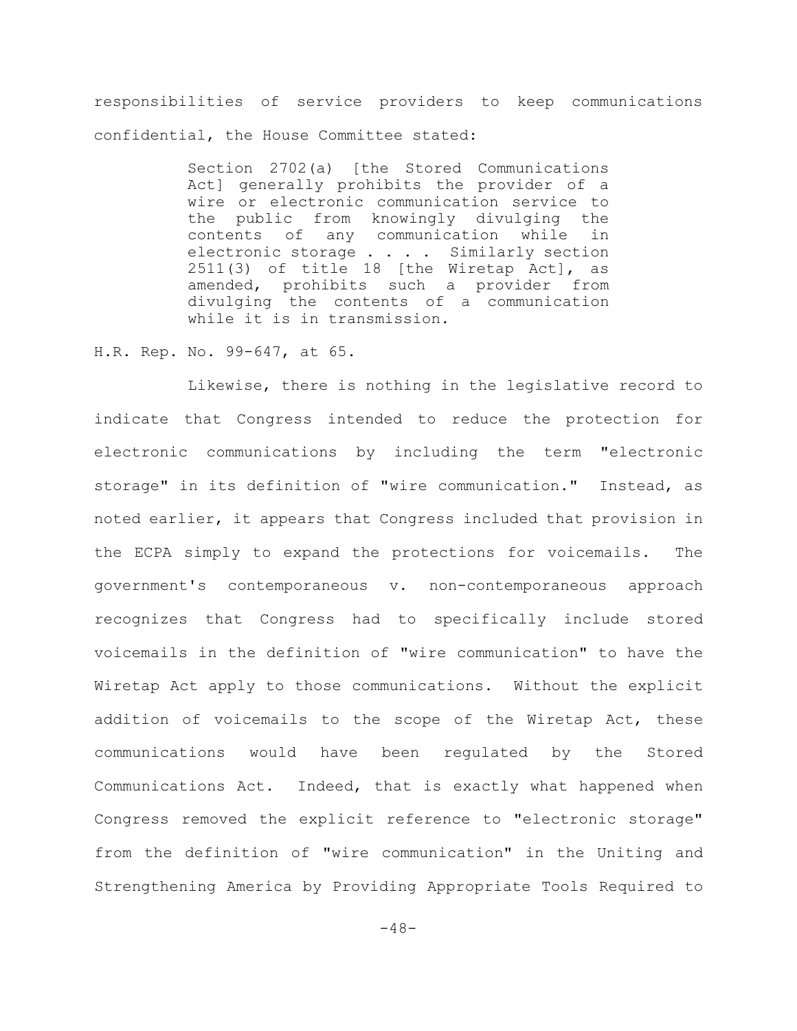responsibilities of service providers to keep communications confidential, the House Committee stated:

> Section 2702(a) [the Stored Communications Act] generally prohibits the provider of a wire or electronic communication service to the public from knowingly divulging the contents of any communication while in electronic storage . . . . Similarly section 2511(3) of title 18 [the Wiretap Act], as amended, prohibits such a provider from divulging the contents of a communication while it is in transmission.

H.R. Rep. No. 99-647, at 65.

Likewise, there is nothing in the legislative record to indicate that Congress intended to reduce the protection for electronic communications by including the term "electronic storage" in its definition of "wire communication." Instead, as noted earlier, it appears that Congress included that provision in the ECPA simply to expand the protections for voicemails. The government's contemporaneous v. non-contemporaneous approach recognizes that Congress had to specifically include stored voicemails in the definition of "wire communication" to have the Wiretap Act apply to those communications. Without the explicit addition of voicemails to the scope of the Wiretap Act, these communications would have been regulated by the Stored Communications Act. Indeed, that is exactly what happened when Congress removed the explicit reference to "electronic storage" from the definition of "wire communication" in the Uniting and Strengthening America by Providing Appropriate Tools Required to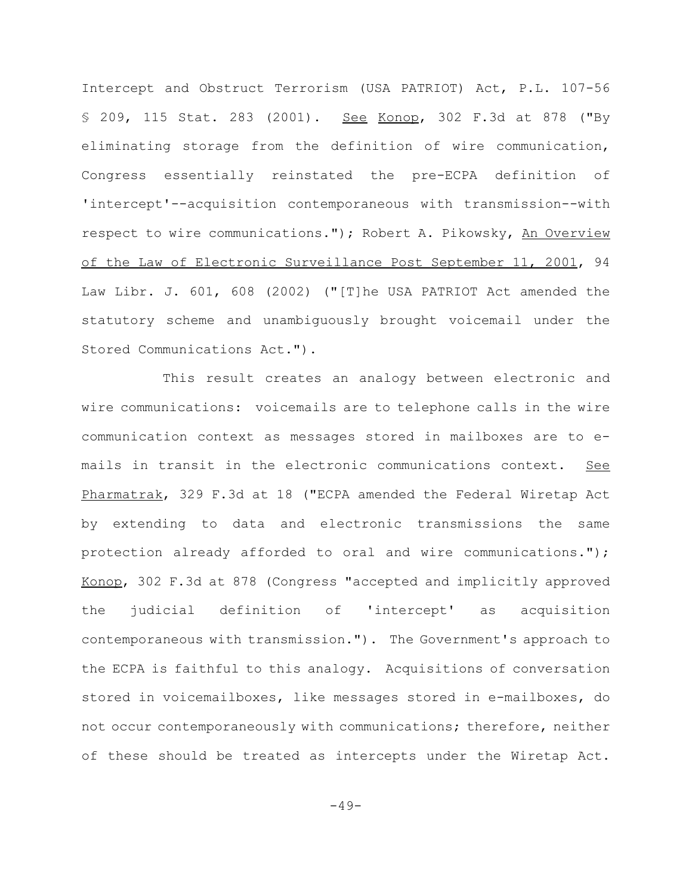Intercept and Obstruct Terrorism (USA PATRIOT) Act, P.L. 107-56 § 209, 115 Stat. 283 (2001). See Konop, 302 F.3d at 878 ("By eliminating storage from the definition of wire communication, Congress essentially reinstated the pre-ECPA definition of 'intercept'--acquisition contemporaneous with transmission--with respect to wire communications."); Robert A. Pikowsky, An Overview of the Law of Electronic Surveillance Post September 11, 2001, 94 Law Libr. J. 601, 608 (2002) ("[T]he USA PATRIOT Act amended the statutory scheme and unambiguously brought voicemail under the Stored Communications Act.").

This result creates an analogy between electronic and wire communications: voicemails are to telephone calls in the wire communication context as messages stored in mailboxes are to e-mails in transit in the electronic communications context. See Pharmatrak, 329 F.3d at 18 ("ECPA amended the Federal Wiretap Act by extending to data and electronic transmissions the same protection already afforded to oral and wire communications."); Konop, 302 F.3d at 878 (Congress "accepted and implicitly approved the judicial definition of 'intercept' as acquisition contemporaneous with transmission."). The Government's approach to the ECPA is faithful to this analogy. Acquisitions of conversation stored in voicemailboxes, like messages stored in e-mailboxes, do not occur contemporaneously with communications; therefore, neither of these should be treated as intercepts under the Wiretap Act.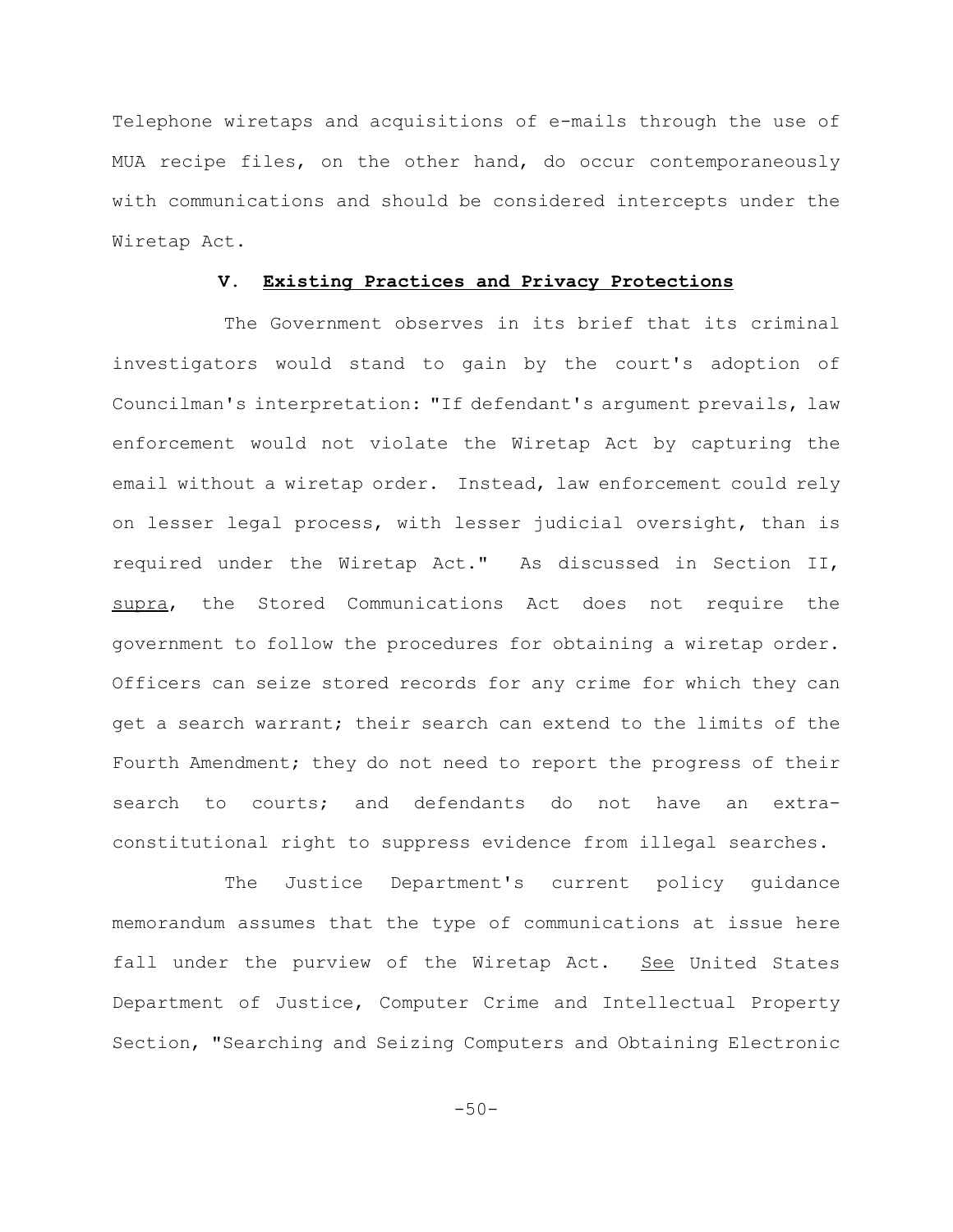Telephone wiretaps and acquisitions of e-mails through the use of MUA recipe files, on the other hand, do occur contemporaneously with communications and should be considered intercepts under the Wiretap Act.

## V. **Existing Practices and Privacy Protections**

The Government observes in its brief that its criminal investigators would stand to gain by the court's adoption of Councilman's interpretation: "If defendant's argument prevails, law enforcement would not violate the Wiretap Act by capturing the email without a wiretap order. Instead, law enforcement could rely on lesser legal process, with lesser judicial oversight, than is required under the Wiretap Act." As discussed in Section II, _supra_, the Stored Communications Act does not require the government to follow the procedures for obtaining a wiretap order. Officers can seize stored records for any crime for which they can get a search warrant; their search can extend to the limits of the Fourth Amendment; they do not need to report the progress of their search to courts; and defendants do not have an extra-constitutional right to suppress evidence from illegal searches.

The Justice Department's current policy guidance memorandum assumes that the type of communications at issue here fall under the purview of the Wiretap Act. _See_ United States Department of Justice, Computer Crime and Intellectual Property Section, "Searching and Seizing Computers and Obtaining Electronic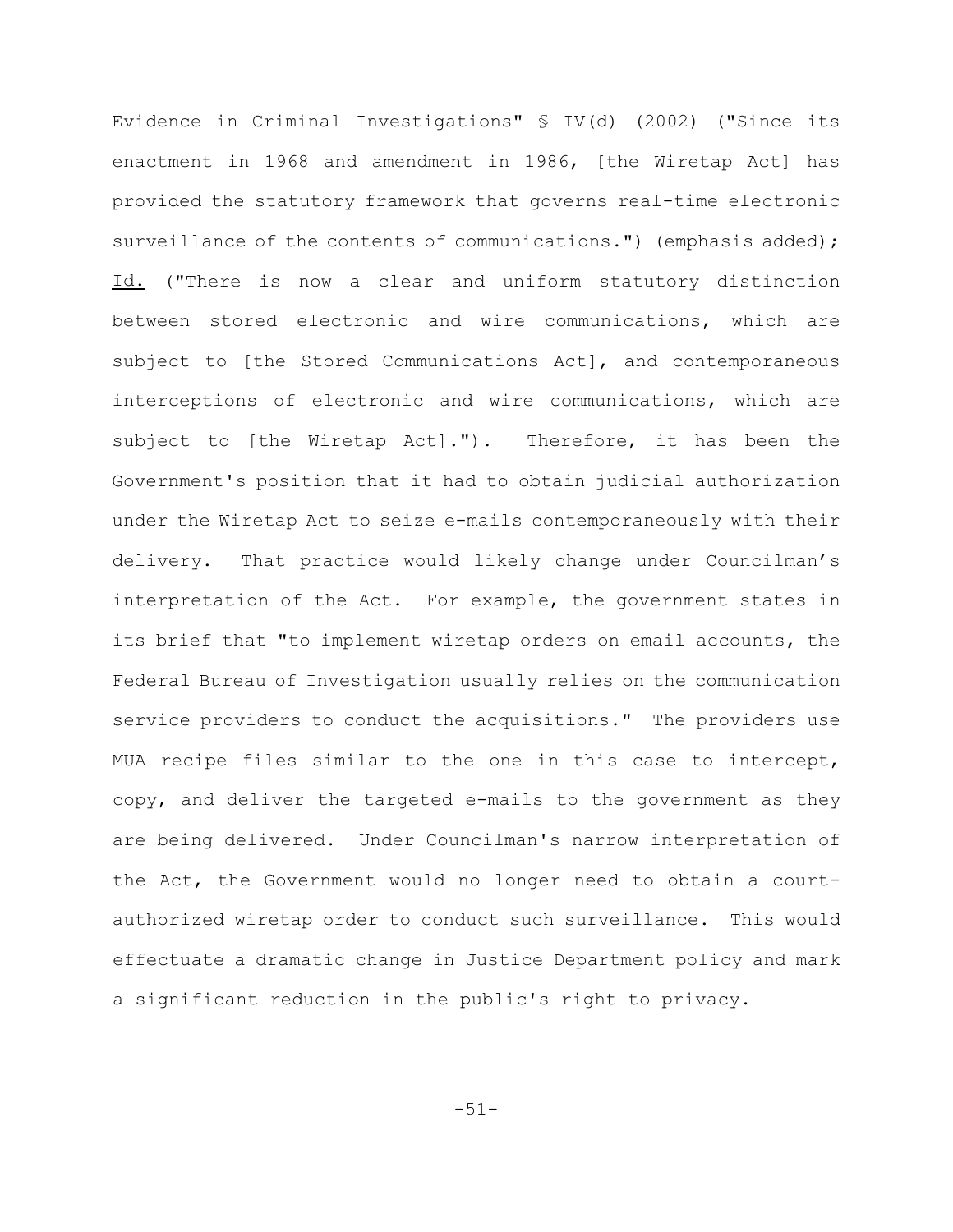Evidence in Criminal Investigations" § IV(d) (2002) ("Since its enactment in 1968 and amendment in 1986, [the Wiretap Act] has provided the statutory framework that governs <u>real-time</u> electronic surveillance of the contents of communications.") (emphasis added); <u>Id.</u> ("There is now a clear and uniform statutory distinction between stored electronic and wire communications, which are subject to [the Stored Communications Act], and contemporaneous interceptions of electronic and wire communications, which are subject to [the Wiretap Act]."). Therefore, it has been the Government's position that it had to obtain judicial authorization under the Wiretap Act to seize e-mails contemporaneously with their delivery. That practice would likely change under Councilman's interpretation of the Act. For example, the government states in its brief that "to implement wiretap orders on email accounts, the Federal Bureau of Investigation usually relies on the communication service providers to conduct the acquisitions." The providers use MUA recipe files similar to the one in this case to intercept, copy, and deliver the targeted e-mails to the government as they are being delivered. Under Councilman's narrow interpretation of the Act, the Government would no longer need to obtain a court-authorized wiretap order to conduct such surveillance. This would effectuate a dramatic change in Justice Department policy and mark a significant reduction in the public's right to privacy.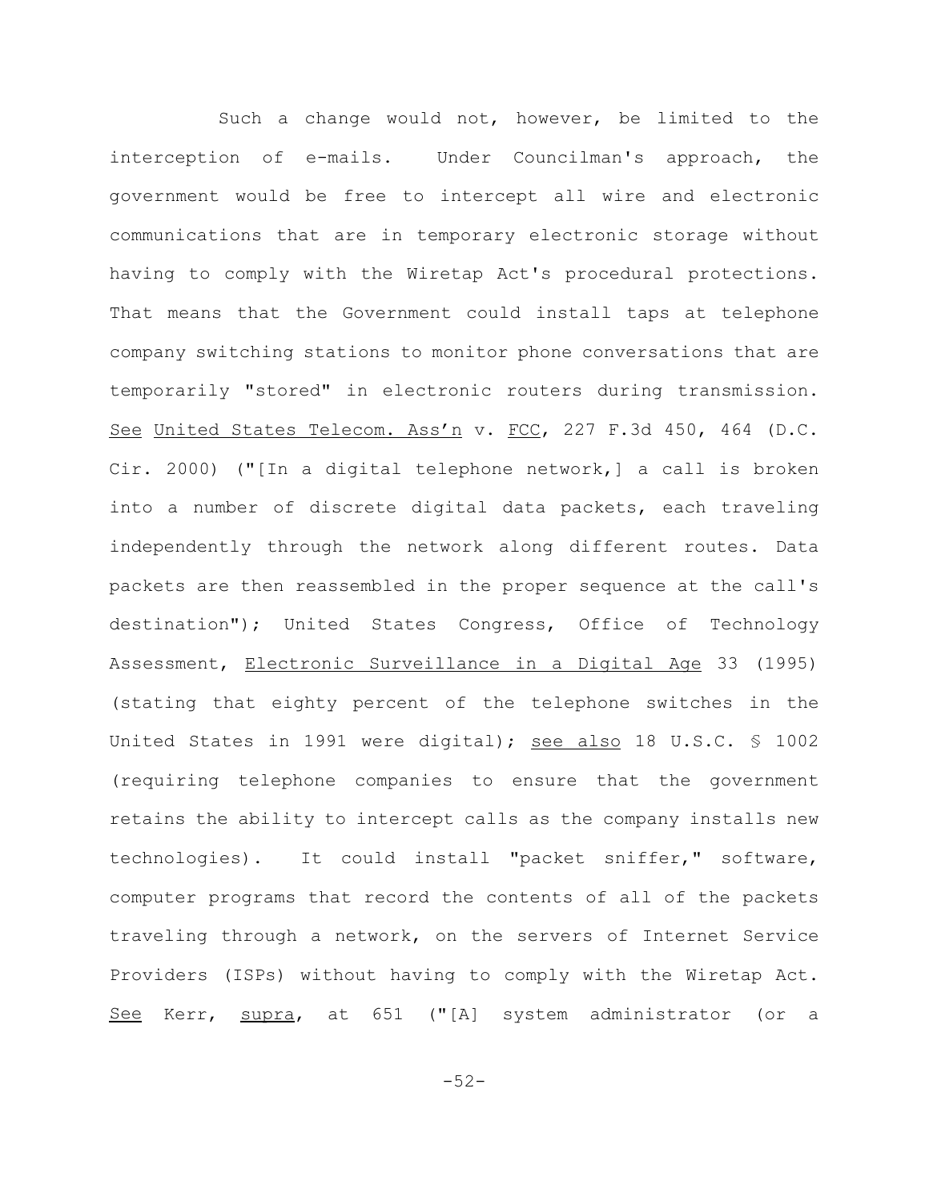Such a change would not, however, be limited to the interception of e-mails. Under Councilman's approach, the government would be free to intercept all wire and electronic communications that are in temporary electronic storage without having to comply with the Wiretap Act's procedural protections. That means that the Government could install taps at telephone company switching stations to monitor phone conversations that are temporarily "stored" in electronic routers during transmission. See United States Telecom. Ass'n v. FCC, 227 F.3d 450, 464 (D.C. Cir. 2000) ("[In a digital telephone network,] a call is broken into a number of discrete digital data packets, each traveling independently through the network along different routes. Data packets are then reassembled in the proper sequence at the call's destination"); United States Congress, Office of Technology Assessment, Electronic Surveillance in a Digital Age 33 (1995) (stating that eighty percent of the telephone switches in the United States in 1991 were digital); see also 18 U.S.C. § 1002 (requiring telephone companies to ensure that the government retains the ability to intercept calls as the company installs new technologies). It could install "packet sniffer," software, computer programs that record the contents of all of the packets traveling through a network, on the servers of Internet Service Providers (ISPs) without having to comply with the Wiretap Act. See Kerr, supra, at 651 ("[A] system administrator (or a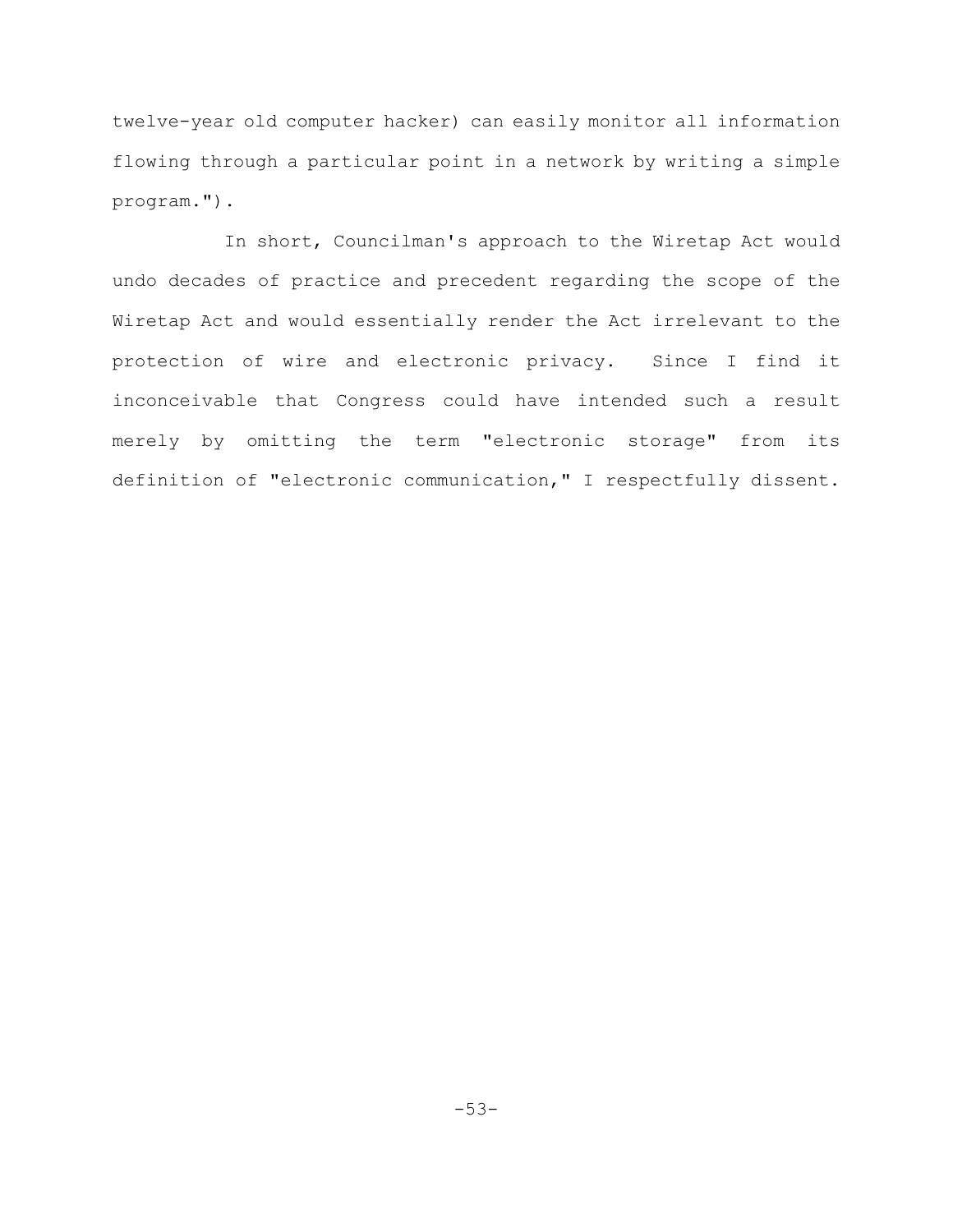twelve-year old computer hacker) can easily monitor all information flowing through a particular point in a network by writing a simple program.").

In short, Councilman's approach to the Wiretap Act would undo decades of practice and precedent regarding the scope of the Wiretap Act and would essentially render the Act irrelevant to the protection of wire and electronic privacy. Since I find it inconceivable that Congress could have intended such a result merely by omitting the term "electronic storage" from its definition of "electronic communication," I respectfully dissent.